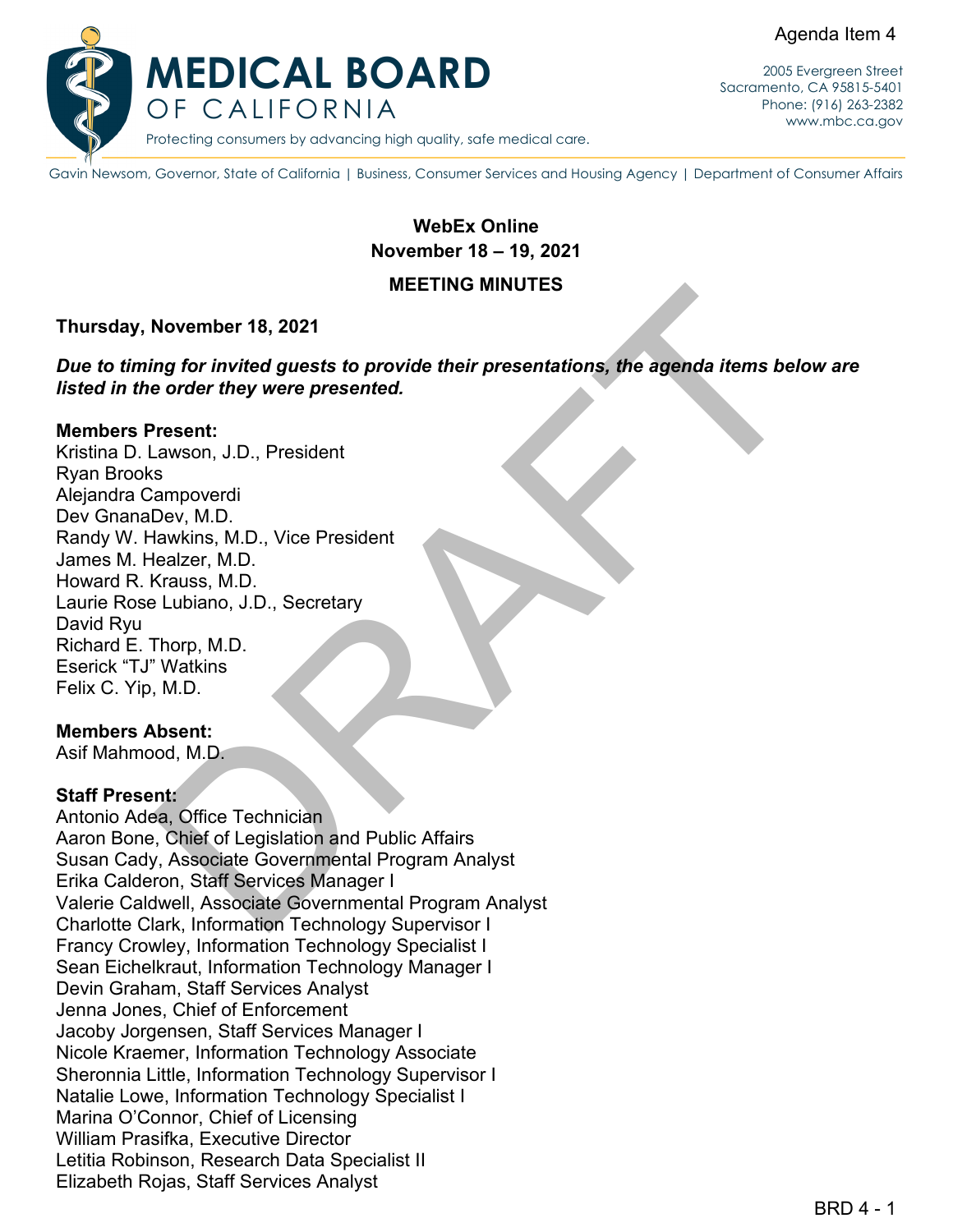Agenda Item 4

# MEDICAL BOARD OF CALIFORNIA

Protecting consumers by advancing high quality, safe medical care.

2005 Evergreen Street
Sacramento, CA 95815-5401
Phone: (916) 263-2382
www.mbc.ca.gov

Gavin Newsom, Governor, State of California | Business, Consumer Services and Housing Agency | Department of Consumer Affairs

**WebEx Online**
**November 18 – 19, 2021**

**MEETING MINUTES**

**Thursday, November 18, 2021**

***Due to timing for invited guests to provide their presentations, the agenda items below are listed in the order they were presented.***

**Members Present:**
Kristina D. Lawson, J.D., President
Ryan Brooks
Alejandra Campoverdi
Dev GnanaDev, M.D.
Randy W. Hawkins, M.D., Vice President
James M. Healzer, M.D.
Howard R. Krauss, M.D.
Laurie Rose Lubiano, J.D., Secretary
David Ryu
Richard E. Thorp, M.D.
Eserick "TJ" Watkins
Felix C. Yip, M.D.

**Members Absent:**
Asif Mahmood, M.D.

**Staff Present:**
Antonio Adea, Office Technician
Aaron Bone, Chief of Legislation and Public Affairs
Susan Cady, Associate Governmental Program Analyst
Erika Calderon, Staff Services Manager I
Valerie Caldwell, Associate Governmental Program Analyst
Charlotte Clark, Information Technology Supervisor I
Francy Crowley, Information Technology Specialist I
Sean Eichelkraut, Information Technology Manager I
Devin Graham, Staff Services Analyst
Jenna Jones, Chief of Enforcement
Jacoby Jorgensen, Staff Services Manager I
Nicole Kraemer, Information Technology Associate
Sheronnia Little, Information Technology Supervisor I
Natalie Lowe, Information Technology Specialist I
Marina O'Connor, Chief of Licensing
William Prasifka, Executive Director
Letitia Robinson, Research Data Specialist II
Elizabeth Rojas, Staff Services Analyst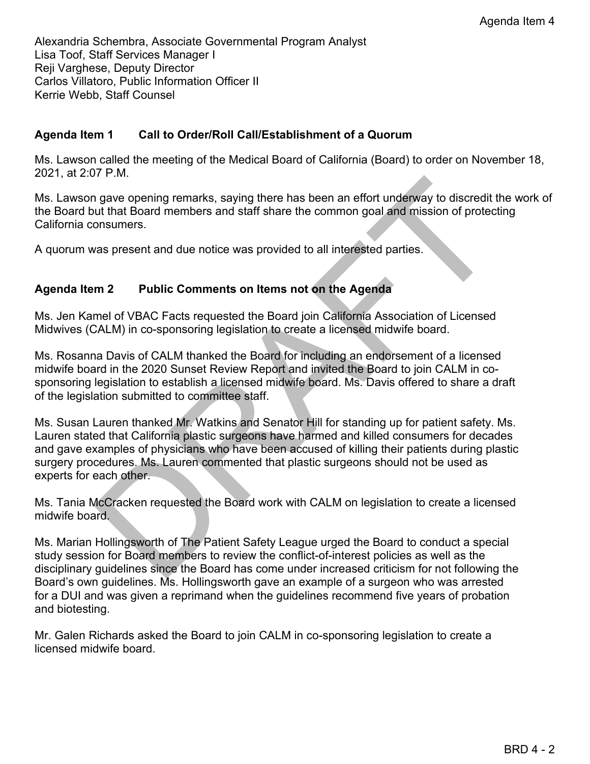Alexandria Schembra, Associate Governmental Program Analyst
Lisa Toof, Staff Services Manager I
Reji Varghese, Deputy Director
Carlos Villatoro, Public Information Officer II
Kerrie Webb, Staff Counsel

## Agenda Item 1 Call to Order/Roll Call/Establishment of a Quorum

Ms. Lawson called the meeting of the Medical Board of California (Board) to order on November 18, 2021, at 2:07 P.M.

Ms. Lawson gave opening remarks, saying there has been an effort underway to discredit the work of the Board but that Board members and staff share the common goal and mission of protecting California consumers.

A quorum was present and due notice was provided to all interested parties.

## Agenda Item 2 Public Comments on Items not on the Agenda

Ms. Jen Kamel of VBAC Facts requested the Board join California Association of Licensed Midwives (CALM) in co-sponsoring legislation to create a licensed midwife board.

Ms. Rosanna Davis of CALM thanked the Board for including an endorsement of a licensed midwife board in the 2020 Sunset Review Report and invited the Board to join CALM in co-sponsoring legislation to establish a licensed midwife board. Ms. Davis offered to share a draft of the legislation submitted to committee staff.

Ms. Susan Lauren thanked Mr. Watkins and Senator Hill for standing up for patient safety. Ms. Lauren stated that California plastic surgeons have harmed and killed consumers for decades and gave examples of physicians who have been accused of killing their patients during plastic surgery procedures. Ms. Lauren commented that plastic surgeons should not be used as experts for each other.

Ms. Tania McCracken requested the Board work with CALM on legislation to create a licensed midwife board.

Ms. Marian Hollingsworth of The Patient Safety League urged the Board to conduct a special study session for Board members to review the conflict-of-interest policies as well as the disciplinary guidelines since the Board has come under increased criticism for not following the Board's own guidelines. Ms. Hollingsworth gave an example of a surgeon who was arrested for a DUI and was given a reprimand when the guidelines recommend five years of probation and biotesting.

Mr. Galen Richards asked the Board to join CALM in co-sponsoring legislation to create a licensed midwife board.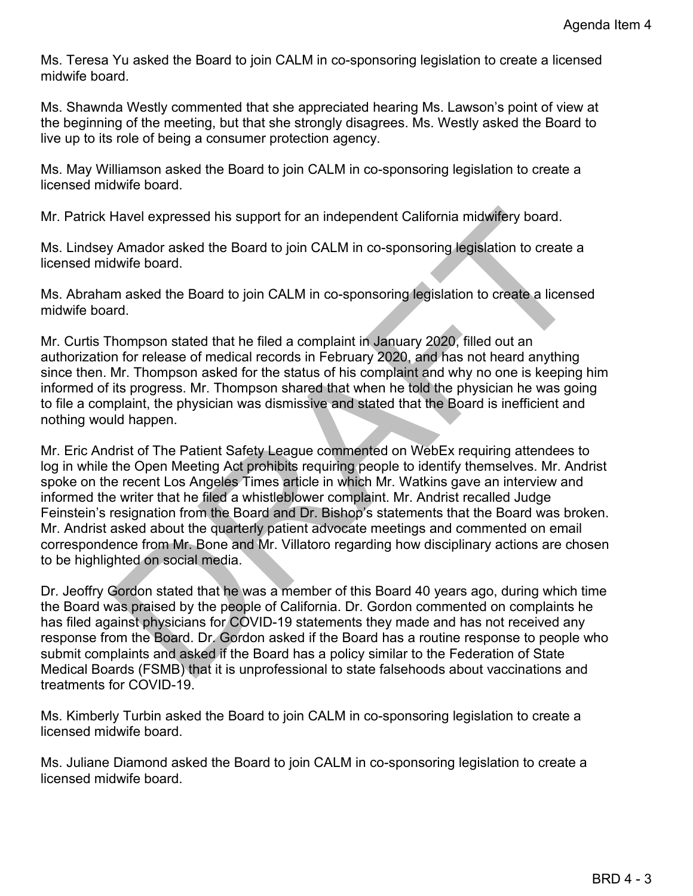Ms. Teresa Yu asked the Board to join CALM in co-sponsoring legislation to create a licensed midwife board.

Ms. Shawnda Westly commented that she appreciated hearing Ms. Lawson's point of view at the beginning of the meeting, but that she strongly disagrees. Ms. Westly asked the Board to live up to its role of being a consumer protection agency.

Ms. May Williamson asked the Board to join CALM in co-sponsoring legislation to create a licensed midwife board.

Mr. Patrick Havel expressed his support for an independent California midwifery board.

Ms. Lindsey Amador asked the Board to join CALM in co-sponsoring legislation to create a licensed midwife board.

Ms. Abraham asked the Board to join CALM in co-sponsoring legislation to create a licensed midwife board.

Mr. Curtis Thompson stated that he filed a complaint in January 2020, filled out an authorization for release of medical records in February 2020, and has not heard anything since then. Mr. Thompson asked for the status of his complaint and why no one is keeping him informed of its progress. Mr. Thompson shared that when he told the physician he was going to file a complaint, the physician was dismissive and stated that the Board is inefficient and nothing would happen.

Mr. Eric Andrist of The Patient Safety League commented on WebEx requiring attendees to log in while the Open Meeting Act prohibits requiring people to identify themselves. Mr. Andrist spoke on the recent Los Angeles Times article in which Mr. Watkins gave an interview and informed the writer that he filed a whistleblower complaint. Mr. Andrist recalled Judge Feinstein's resignation from the Board and Dr. Bishop's statements that the Board was broken. Mr. Andrist asked about the quarterly patient advocate meetings and commented on email correspondence from Mr. Bone and Mr. Villatoro regarding how disciplinary actions are chosen to be highlighted on social media.

Dr. Jeoffry Gordon stated that he was a member of this Board 40 years ago, during which time the Board was praised by the people of California. Dr. Gordon commented on complaints he has filed against physicians for COVID-19 statements they made and has not received any response from the Board. Dr. Gordon asked if the Board has a routine response to people who submit complaints and asked if the Board has a policy similar to the Federation of State Medical Boards (FSMB) that it is unprofessional to state falsehoods about vaccinations and treatments for COVID-19.

Ms. Kimberly Turbin asked the Board to join CALM in co-sponsoring legislation to create a licensed midwife board.

Ms. Juliane Diamond asked the Board to join CALM in co-sponsoring legislation to create a licensed midwife board.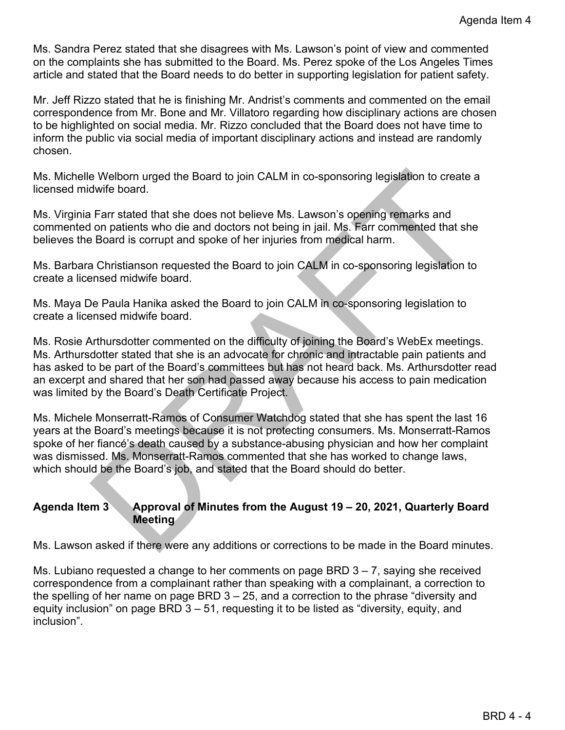Ms. Sandra Perez stated that she disagrees with Ms. Lawson's point of view and commented on the complaints she has submitted to the Board. Ms. Perez spoke of the Los Angeles Times article and stated that the Board needs to do better in supporting legislation for patient safety.

Mr. Jeff Rizzo stated that he is finishing Mr. Andrist's comments and commented on the email correspondence from Mr. Bone and Mr. Villatoro regarding how disciplinary actions are chosen to be highlighted on social media. Mr. Rizzo concluded that the Board does not have time to inform the public via social media of important disciplinary actions and instead are randomly chosen.

Ms. Michelle Welborn urged the Board to join CALM in co-sponsoring legislation to create a licensed midwife board.

Ms. Virginia Farr stated that she does not believe Ms. Lawson's opening remarks and commented on patients who die and doctors not being in jail. Ms. Farr commented that she believes the Board is corrupt and spoke of her injuries from medical harm.

Ms. Barbara Christianson requested the Board to join CALM in co-sponsoring legislation to create a licensed midwife board.

Ms. Maya De Paula Hanika asked the Board to join CALM in co-sponsoring legislation to create a licensed midwife board.

Ms. Rosie Arthursdotter commented on the difficulty of joining the Board's WebEx meetings. Ms. Arthursdotter stated that she is an advocate for chronic and intractable pain patients and has asked to be part of the Board's committees but has not heard back. Ms. Arthursdotter read an excerpt and shared that her son had passed away because his access to pain medication was limited by the Board's Death Certificate Project.

Ms. Michele Monserratt-Ramos of Consumer Watchdog stated that she has spent the last 16 years at the Board's meetings because it is not protecting consumers. Ms. Monserratt-Ramos spoke of her fiancé's death caused by a substance-abusing physician and how her complaint was dismissed. Ms. Monserratt-Ramos commented that she has worked to change laws, which should be the Board's job, and stated that the Board should do better.

**Agenda Item 3 Approval of Minutes from the August 19 – 20, 2021, Quarterly Board Meeting**

Ms. Lawson asked if there were any additions or corrections to be made in the Board minutes.

Ms. Lubiano requested a change to her comments on page BRD 3 – 7, saying she received correspondence from a complainant rather than speaking with a complainant, a correction to the spelling of her name on page BRD 3 – 25, and a correction to the phrase "diversity and equity inclusion" on page BRD 3 – 51, requesting it to be listed as "diversity, equity, and inclusion".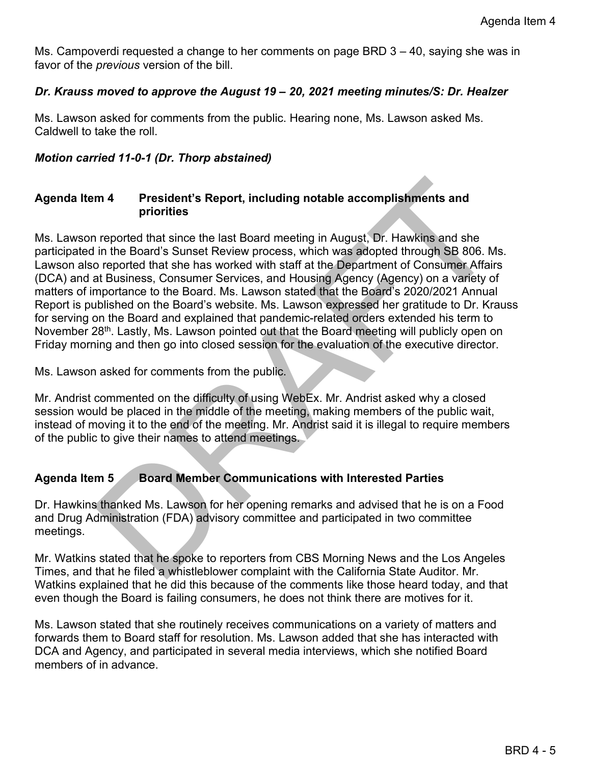Ms. Campoverdi requested a change to her comments on page BRD 3 – 40, saying she was in favor of the *previous* version of the bill.

***Dr. Krauss moved to approve the August 19 – 20, 2021 meeting minutes/S: Dr. Healzer***

Ms. Lawson asked for comments from the public. Hearing none, Ms. Lawson asked Ms. Caldwell to take the roll.

***Motion carried 11-0-1 (Dr. Thorp abstained)***

## Agenda Item 4 President's Report, including notable accomplishments and priorities

Ms. Lawson reported that since the last Board meeting in August, Dr. Hawkins and she participated in the Board's Sunset Review process, which was adopted through SB 806. Ms. Lawson also reported that she has worked with staff at the Department of Consumer Affairs (DCA) and at Business, Consumer Services, and Housing Agency (Agency) on a variety of matters of importance to the Board. Ms. Lawson stated that the Board's 2020/2021 Annual Report is published on the Board's website. Ms. Lawson expressed her gratitude to Dr. Krauss for serving on the Board and explained that pandemic-related orders extended his term to November 28th. Lastly, Ms. Lawson pointed out that the Board meeting will publicly open on Friday morning and then go into closed session for the evaluation of the executive director.

Ms. Lawson asked for comments from the public.

Mr. Andrist commented on the difficulty of using WebEx. Mr. Andrist asked why a closed session would be placed in the middle of the meeting, making members of the public wait, instead of moving it to the end of the meeting. Mr. Andrist said it is illegal to require members of the public to give their names to attend meetings.

## Agenda Item 5 Board Member Communications with Interested Parties

Dr. Hawkins thanked Ms. Lawson for her opening remarks and advised that he is on a Food and Drug Administration (FDA) advisory committee and participated in two committee meetings.

Mr. Watkins stated that he spoke to reporters from CBS Morning News and the Los Angeles Times, and that he filed a whistleblower complaint with the California State Auditor. Mr. Watkins explained that he did this because of the comments like those heard today, and that even though the Board is failing consumers, he does not think there are motives for it.

Ms. Lawson stated that she routinely receives communications on a variety of matters and forwards them to Board staff for resolution. Ms. Lawson added that she has interacted with DCA and Agency, and participated in several media interviews, which she notified Board members of in advance.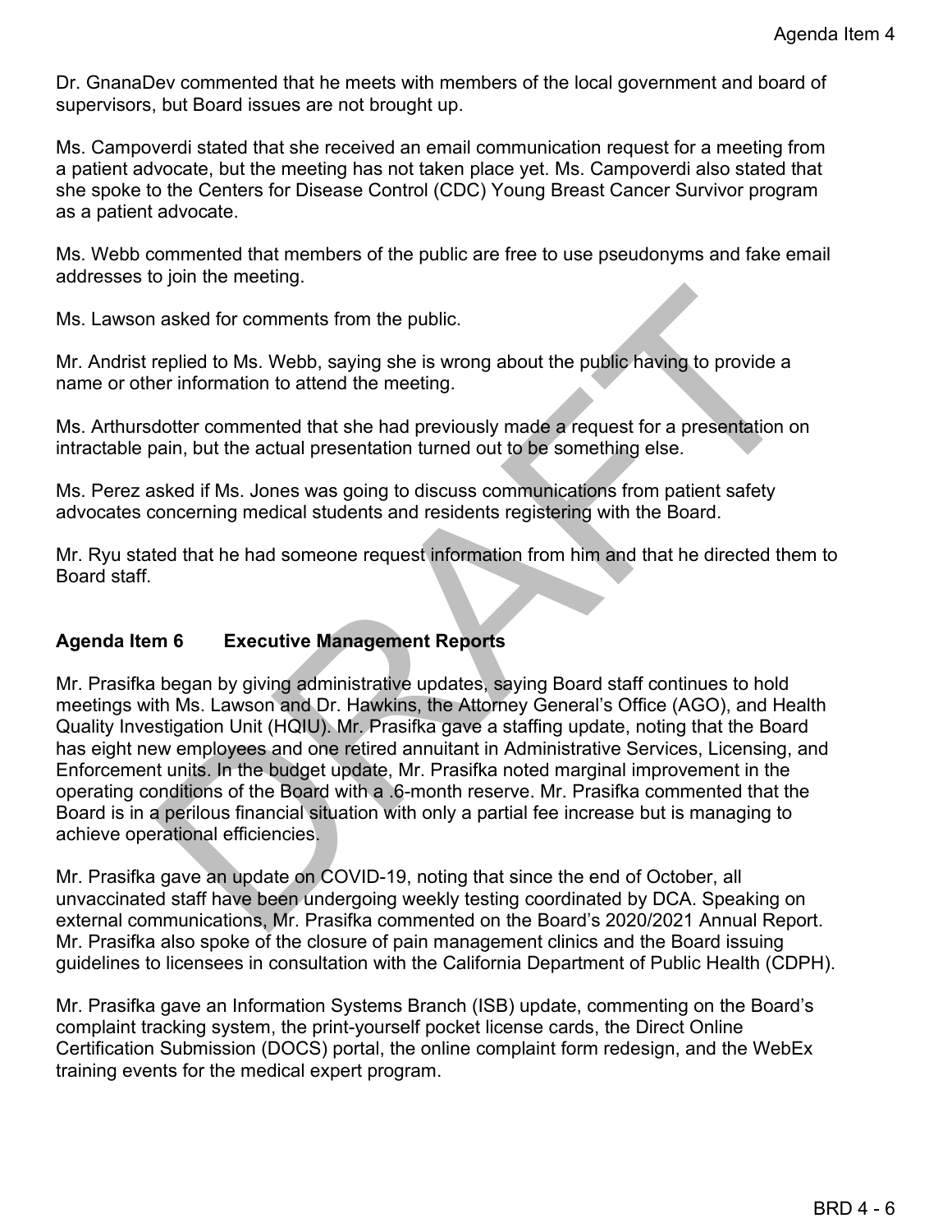Dr. GnanaDev commented that he meets with members of the local government and board of supervisors, but Board issues are not brought up.

Ms. Campoverdi stated that she received an email communication request for a meeting from a patient advocate, but the meeting has not taken place yet. Ms. Campoverdi also stated that she spoke to the Centers for Disease Control (CDC) Young Breast Cancer Survivor program as a patient advocate.

Ms. Webb commented that members of the public are free to use pseudonyms and fake email addresses to join the meeting.

Ms. Lawson asked for comments from the public.

Mr. Andrist replied to Ms. Webb, saying she is wrong about the public having to provide a name or other information to attend the meeting.

Ms. Arthursdotter commented that she had previously made a request for a presentation on intractable pain, but the actual presentation turned out to be something else.

Ms. Perez asked if Ms. Jones was going to discuss communications from patient safety advocates concerning medical students and residents registering with the Board.

Mr. Ryu stated that he had someone request information from him and that he directed them to Board staff.

## Agenda Item 6 Executive Management Reports

Mr. Prasifka began by giving administrative updates, saying Board staff continues to hold meetings with Ms. Lawson and Dr. Hawkins, the Attorney General's Office (AGO), and Health Quality Investigation Unit (HQIU). Mr. Prasifka gave a staffing update, noting that the Board has eight new employees and one retired annuitant in Administrative Services, Licensing, and Enforcement units. In the budget update, Mr. Prasifka noted marginal improvement in the operating conditions of the Board with a .6-month reserve. Mr. Prasifka commented that the Board is in a perilous financial situation with only a partial fee increase but is managing to achieve operational efficiencies.

Mr. Prasifka gave an update on COVID-19, noting that since the end of October, all unvaccinated staff have been undergoing weekly testing coordinated by DCA. Speaking on external communications, Mr. Prasifka commented on the Board's 2020/2021 Annual Report. Mr. Prasifka also spoke of the closure of pain management clinics and the Board issuing guidelines to licensees in consultation with the California Department of Public Health (CDPH).

Mr. Prasifka gave an Information Systems Branch (ISB) update, commenting on the Board's complaint tracking system, the print-yourself pocket license cards, the Direct Online Certification Submission (DOCS) portal, the online complaint form redesign, and the WebEx training events for the medical expert program.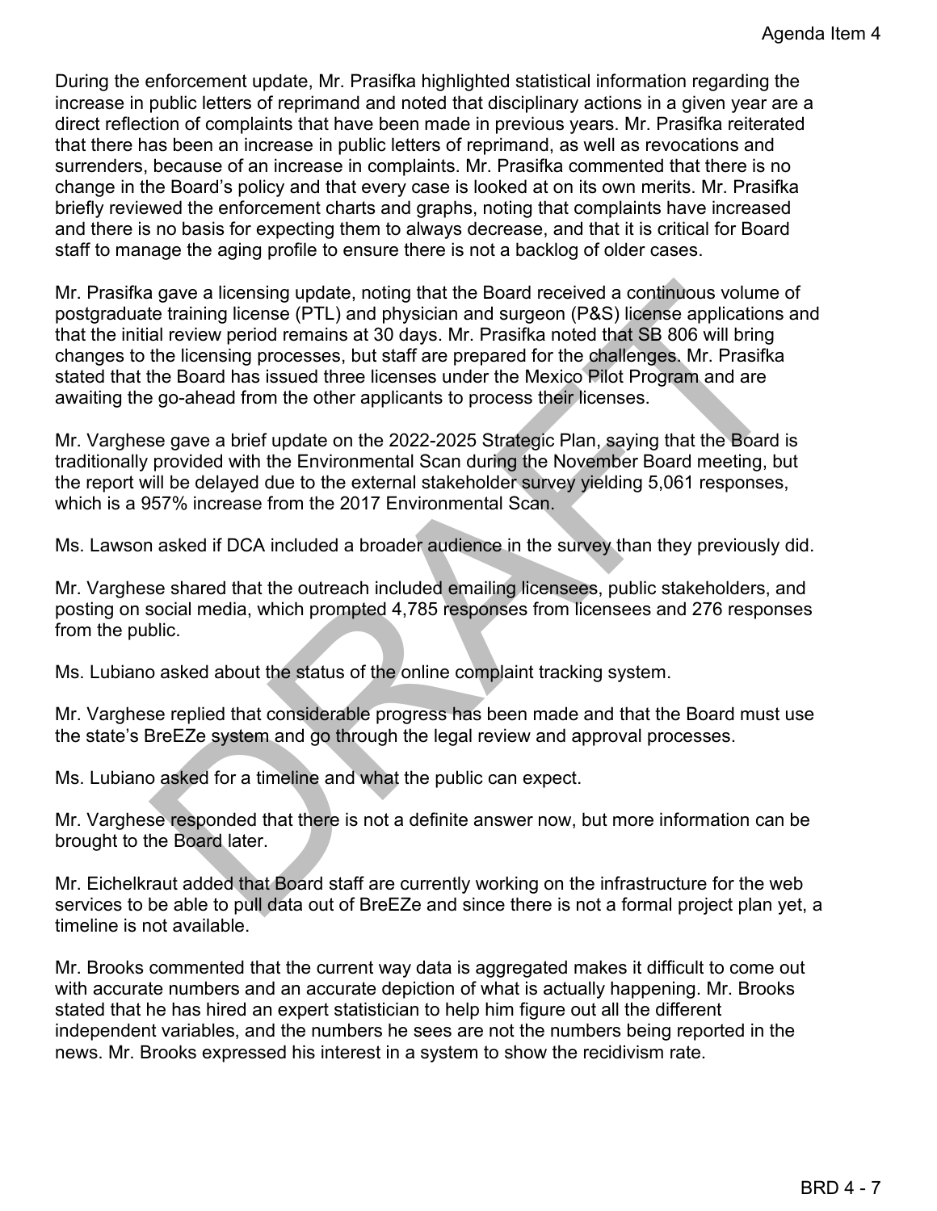During the enforcement update, Mr. Prasifka highlighted statistical information regarding the increase in public letters of reprimand and noted that disciplinary actions in a given year are a direct reflection of complaints that have been made in previous years. Mr. Prasifka reiterated that there has been an increase in public letters of reprimand, as well as revocations and surrenders, because of an increase in complaints. Mr. Prasifka commented that there is no change in the Board's policy and that every case is looked at on its own merits. Mr. Prasifka briefly reviewed the enforcement charts and graphs, noting that complaints have increased and there is no basis for expecting them to always decrease, and that it is critical for Board staff to manage the aging profile to ensure there is not a backlog of older cases.

Mr. Prasifka gave a licensing update, noting that the Board received a continuous volume of postgraduate training license (PTL) and physician and surgeon (P&S) license applications and that the initial review period remains at 30 days. Mr. Prasifka noted that SB 806 will bring changes to the licensing processes, but staff are prepared for the challenges. Mr. Prasifka stated that the Board has issued three licenses under the Mexico Pilot Program and are awaiting the go-ahead from the other applicants to process their licenses.

Mr. Varghese gave a brief update on the 2022-2025 Strategic Plan, saying that the Board is traditionally provided with the Environmental Scan during the November Board meeting, but the report will be delayed due to the external stakeholder survey yielding 5,061 responses, which is a 957% increase from the 2017 Environmental Scan.

Ms. Lawson asked if DCA included a broader audience in the survey than they previously did.

Mr. Varghese shared that the outreach included emailing licensees, public stakeholders, and posting on social media, which prompted 4,785 responses from licensees and 276 responses from the public.

Ms. Lubiano asked about the status of the online complaint tracking system.

Mr. Varghese replied that considerable progress has been made and that the Board must use the state's BreEZe system and go through the legal review and approval processes.

Ms. Lubiano asked for a timeline and what the public can expect.

Mr. Varghese responded that there is not a definite answer now, but more information can be brought to the Board later.

Mr. Eichelkraut added that Board staff are currently working on the infrastructure for the web services to be able to pull data out of BreEZe and since there is not a formal project plan yet, a timeline is not available.

Mr. Brooks commented that the current way data is aggregated makes it difficult to come out with accurate numbers and an accurate depiction of what is actually happening. Mr. Brooks stated that he has hired an expert statistician to help him figure out all the different independent variables, and the numbers he sees are not the numbers being reported in the news. Mr. Brooks expressed his interest in a system to show the recidivism rate.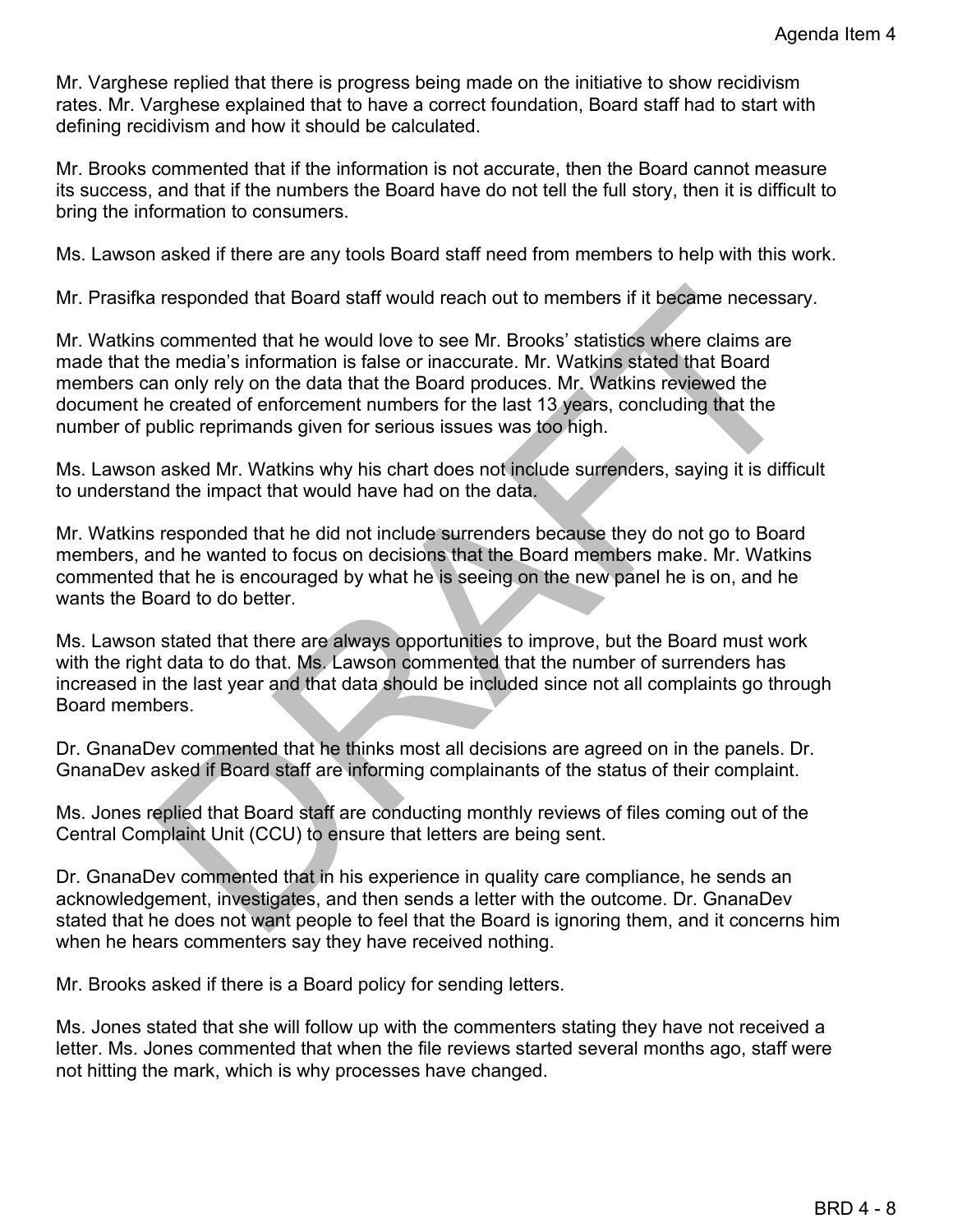Mr. Varghese replied that there is progress being made on the initiative to show recidivism rates. Mr. Varghese explained that to have a correct foundation, Board staff had to start with defining recidivism and how it should be calculated.

Mr. Brooks commented that if the information is not accurate, then the Board cannot measure its success, and that if the numbers the Board have do not tell the full story, then it is difficult to bring the information to consumers.

Ms. Lawson asked if there are any tools Board staff need from members to help with this work.

Mr. Prasifka responded that Board staff would reach out to members if it became necessary.

Mr. Watkins commented that he would love to see Mr. Brooks' statistics where claims are made that the media's information is false or inaccurate. Mr. Watkins stated that Board members can only rely on the data that the Board produces. Mr. Watkins reviewed the document he created of enforcement numbers for the last 13 years, concluding that the number of public reprimands given for serious issues was too high.

Ms. Lawson asked Mr. Watkins why his chart does not include surrenders, saying it is difficult to understand the impact that would have had on the data.

Mr. Watkins responded that he did not include surrenders because they do not go to Board members, and he wanted to focus on decisions that the Board members make. Mr. Watkins commented that he is encouraged by what he is seeing on the new panel he is on, and he wants the Board to do better.

Ms. Lawson stated that there are always opportunities to improve, but the Board must work with the right data to do that. Ms. Lawson commented that the number of surrenders has increased in the last year and that data should be included since not all complaints go through Board members.

Dr. GnanaDev commented that he thinks most all decisions are agreed on in the panels. Dr. GnanaDev asked if Board staff are informing complainants of the status of their complaint.

Ms. Jones replied that Board staff are conducting monthly reviews of files coming out of the Central Complaint Unit (CCU) to ensure that letters are being sent.

Dr. GnanaDev commented that in his experience in quality care compliance, he sends an acknowledgement, investigates, and then sends a letter with the outcome. Dr. GnanaDev stated that he does not want people to feel that the Board is ignoring them, and it concerns him when he hears commenters say they have received nothing.

Mr. Brooks asked if there is a Board policy for sending letters.

Ms. Jones stated that she will follow up with the commenters stating they have not received a letter. Ms. Jones commented that when the file reviews started several months ago, staff were not hitting the mark, which is why processes have changed.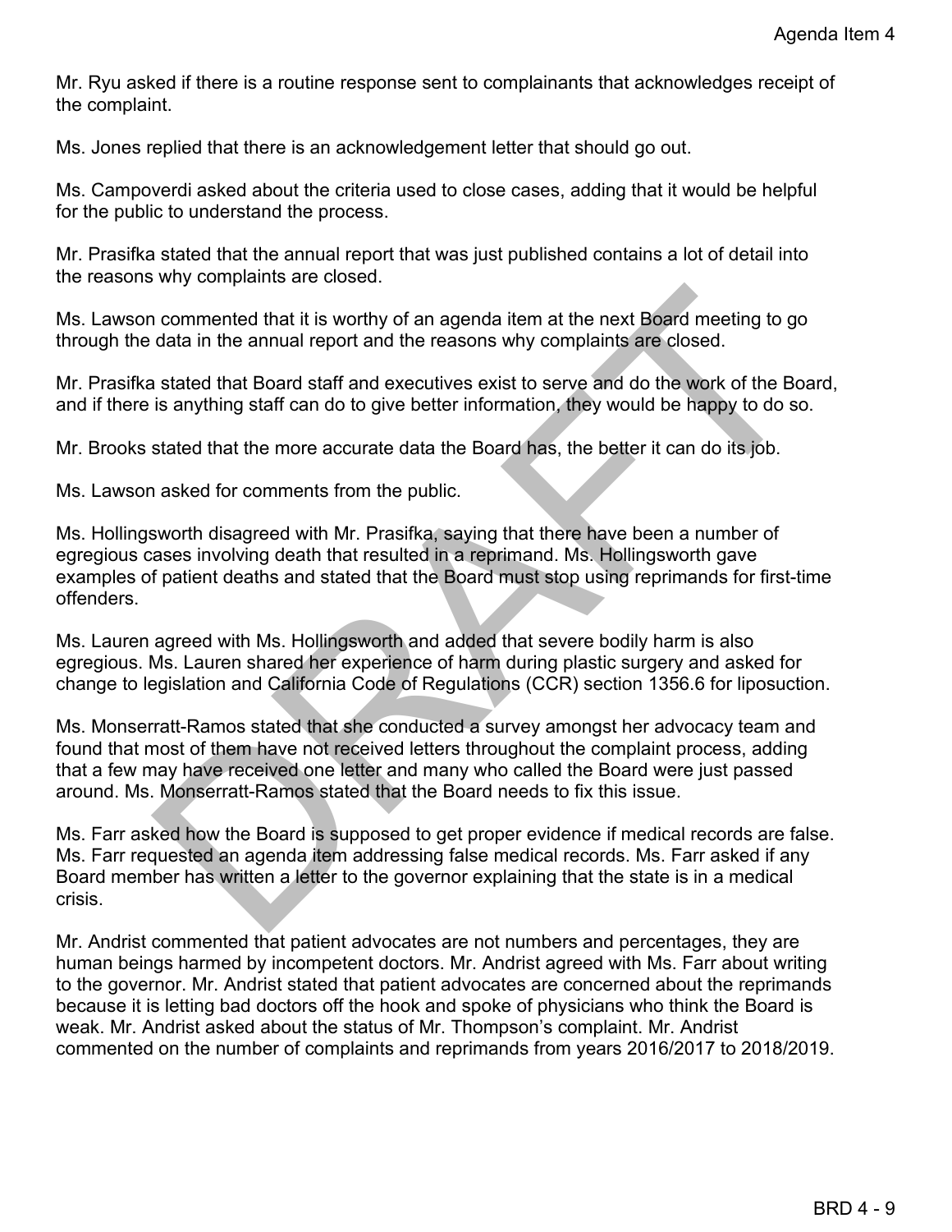Mr. Ryu asked if there is a routine response sent to complainants that acknowledges receipt of the complaint.

Ms. Jones replied that there is an acknowledgement letter that should go out.

Ms. Campoverdi asked about the criteria used to close cases, adding that it would be helpful for the public to understand the process.

Mr. Prasifka stated that the annual report that was just published contains a lot of detail into the reasons why complaints are closed.

Ms. Lawson commented that it is worthy of an agenda item at the next Board meeting to go through the data in the annual report and the reasons why complaints are closed.

Mr. Prasifka stated that Board staff and executives exist to serve and do the work of the Board, and if there is anything staff can do to give better information, they would be happy to do so.

Mr. Brooks stated that the more accurate data the Board has, the better it can do its job.

Ms. Lawson asked for comments from the public.

Ms. Hollingsworth disagreed with Mr. Prasifka, saying that there have been a number of egregious cases involving death that resulted in a reprimand. Ms. Hollingsworth gave examples of patient deaths and stated that the Board must stop using reprimands for first-time offenders.

Ms. Lauren agreed with Ms. Hollingsworth and added that severe bodily harm is also egregious. Ms. Lauren shared her experience of harm during plastic surgery and asked for change to legislation and California Code of Regulations (CCR) section 1356.6 for liposuction.

Ms. Monserratt-Ramos stated that she conducted a survey amongst her advocacy team and found that most of them have not received letters throughout the complaint process, adding that a few may have received one letter and many who called the Board were just passed around. Ms. Monserratt-Ramos stated that the Board needs to fix this issue.

Ms. Farr asked how the Board is supposed to get proper evidence if medical records are false. Ms. Farr requested an agenda item addressing false medical records. Ms. Farr asked if any Board member has written a letter to the governor explaining that the state is in a medical crisis.

Mr. Andrist commented that patient advocates are not numbers and percentages, they are human beings harmed by incompetent doctors. Mr. Andrist agreed with Ms. Farr about writing to the governor. Mr. Andrist stated that patient advocates are concerned about the reprimands because it is letting bad doctors off the hook and spoke of physicians who think the Board is weak. Mr. Andrist asked about the status of Mr. Thompson's complaint. Mr. Andrist commented on the number of complaints and reprimands from years 2016/2017 to 2018/2019.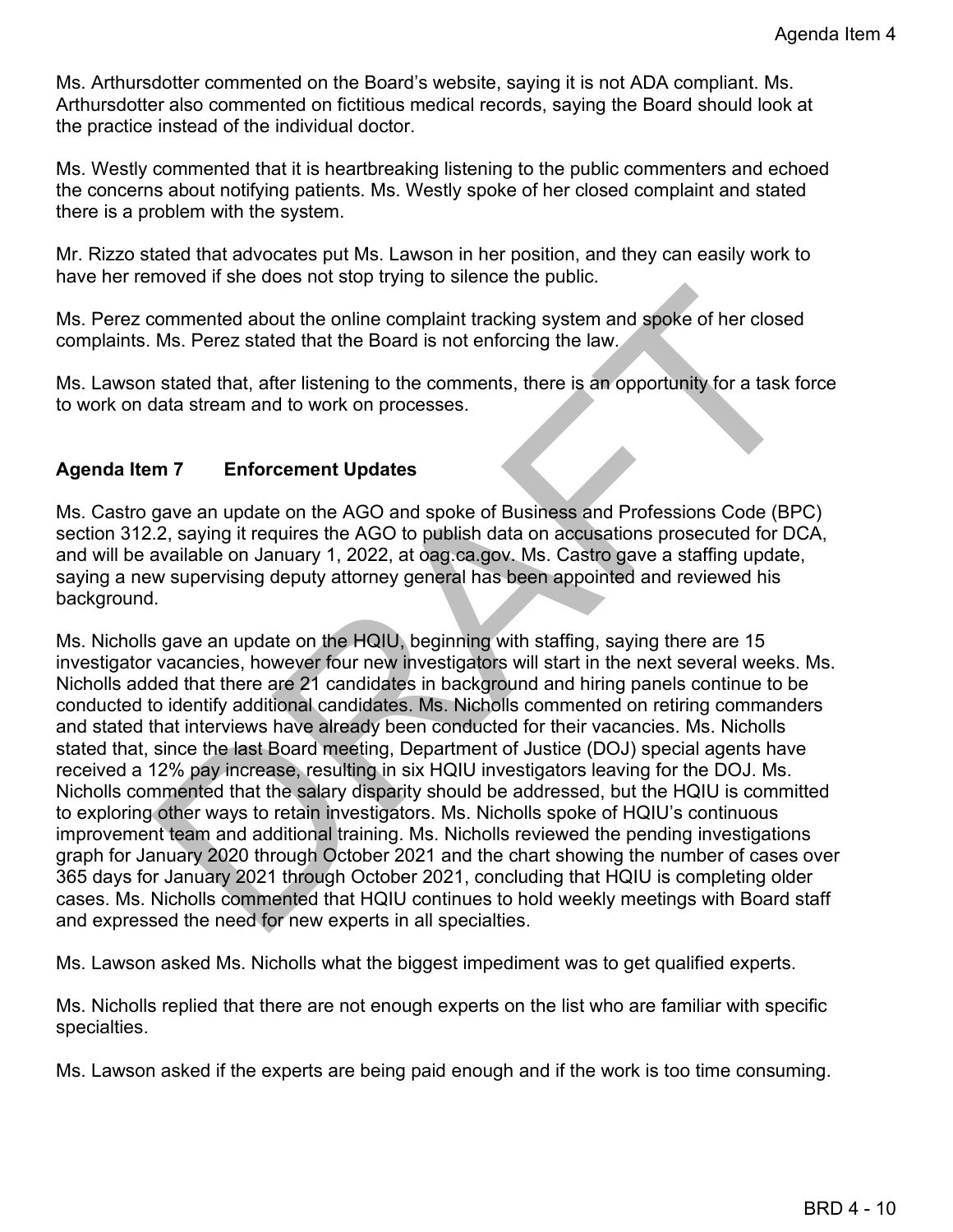Ms. Arthursdotter commented on the Board's website, saying it is not ADA compliant. Ms. Arthursdotter also commented on fictitious medical records, saying the Board should look at the practice instead of the individual doctor.

Ms. Westly commented that it is heartbreaking listening to the public commenters and echoed the concerns about notifying patients. Ms. Westly spoke of her closed complaint and stated there is a problem with the system.

Mr. Rizzo stated that advocates put Ms. Lawson in her position, and they can easily work to have her removed if she does not stop trying to silence the public.

Ms. Perez commented about the online complaint tracking system and spoke of her closed complaints. Ms. Perez stated that the Board is not enforcing the law.

Ms. Lawson stated that, after listening to the comments, there is an opportunity for a task force to work on data stream and to work on processes.

## Agenda Item 7 Enforcement Updates

Ms. Castro gave an update on the AGO and spoke of Business and Professions Code (BPC) section 312.2, saying it requires the AGO to publish data on accusations prosecuted for DCA, and will be available on January 1, 2022, at oag.ca.gov. Ms. Castro gave a staffing update, saying a new supervising deputy attorney general has been appointed and reviewed his background.

Ms. Nicholls gave an update on the HQIU, beginning with staffing, saying there are 15 investigator vacancies, however four new investigators will start in the next several weeks. Ms. Nicholls added that there are 21 candidates in background and hiring panels continue to be conducted to identify additional candidates. Ms. Nicholls commented on retiring commanders and stated that interviews have already been conducted for their vacancies. Ms. Nicholls stated that, since the last Board meeting, Department of Justice (DOJ) special agents have received a 12% pay increase, resulting in six HQIU investigators leaving for the DOJ. Ms. Nicholls commented that the salary disparity should be addressed, but the HQIU is committed to exploring other ways to retain investigators. Ms. Nicholls spoke of HQIU's continuous improvement team and additional training. Ms. Nicholls reviewed the pending investigations graph for January 2020 through October 2021 and the chart showing the number of cases over 365 days for January 2021 through October 2021, concluding that HQIU is completing older cases. Ms. Nicholls commented that HQIU continues to hold weekly meetings with Board staff and expressed the need for new experts in all specialties.

Ms. Lawson asked Ms. Nicholls what the biggest impediment was to get qualified experts.

Ms. Nicholls replied that there are not enough experts on the list who are familiar with specific specialties.

Ms. Lawson asked if the experts are being paid enough and if the work is too time consuming.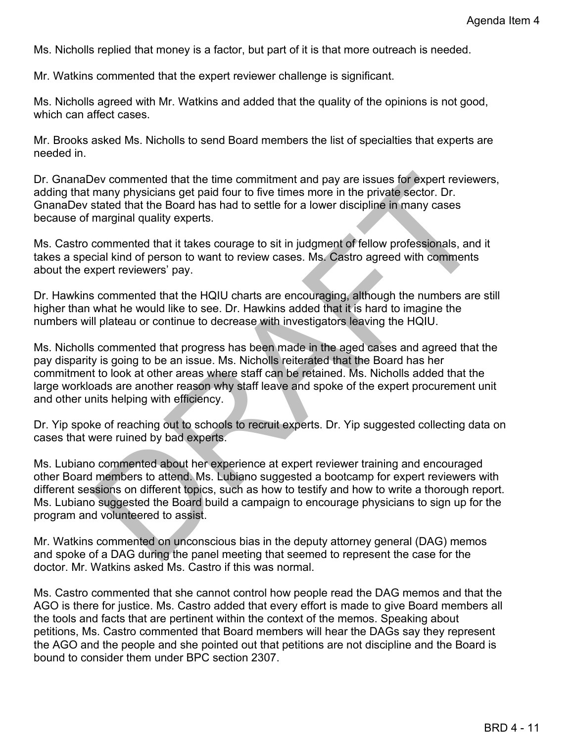Ms. Nicholls replied that money is a factor, but part of it is that more outreach is needed.

Mr. Watkins commented that the expert reviewer challenge is significant.

Ms. Nicholls agreed with Mr. Watkins and added that the quality of the opinions is not good, which can affect cases.

Mr. Brooks asked Ms. Nicholls to send Board members the list of specialties that experts are needed in.

Dr. GnanaDev commented that the time commitment and pay are issues for expert reviewers, adding that many physicians get paid four to five times more in the private sector. Dr. GnanaDev stated that the Board has had to settle for a lower discipline in many cases because of marginal quality experts.

Ms. Castro commented that it takes courage to sit in judgment of fellow professionals, and it takes a special kind of person to want to review cases. Ms. Castro agreed with comments about the expert reviewers' pay.

Dr. Hawkins commented that the HQIU charts are encouraging, although the numbers are still higher than what he would like to see. Dr. Hawkins added that it is hard to imagine the numbers will plateau or continue to decrease with investigators leaving the HQIU.

Ms. Nicholls commented that progress has been made in the aged cases and agreed that the pay disparity is going to be an issue. Ms. Nicholls reiterated that the Board has her commitment to look at other areas where staff can be retained. Ms. Nicholls added that the large workloads are another reason why staff leave and spoke of the expert procurement unit and other units helping with efficiency.

Dr. Yip spoke of reaching out to schools to recruit experts. Dr. Yip suggested collecting data on cases that were ruined by bad experts.

Ms. Lubiano commented about her experience at expert reviewer training and encouraged other Board members to attend. Ms. Lubiano suggested a bootcamp for expert reviewers with different sessions on different topics, such as how to testify and how to write a thorough report. Ms. Lubiano suggested the Board build a campaign to encourage physicians to sign up for the program and volunteered to assist.

Mr. Watkins commented on unconscious bias in the deputy attorney general (DAG) memos and spoke of a DAG during the panel meeting that seemed to represent the case for the doctor. Mr. Watkins asked Ms. Castro if this was normal.

Ms. Castro commented that she cannot control how people read the DAG memos and that the AGO is there for justice. Ms. Castro added that every effort is made to give Board members all the tools and facts that are pertinent within the context of the memos. Speaking about petitions, Ms. Castro commented that Board members will hear the DAGs say they represent the AGO and the people and she pointed out that petitions are not discipline and the Board is bound to consider them under BPC section 2307.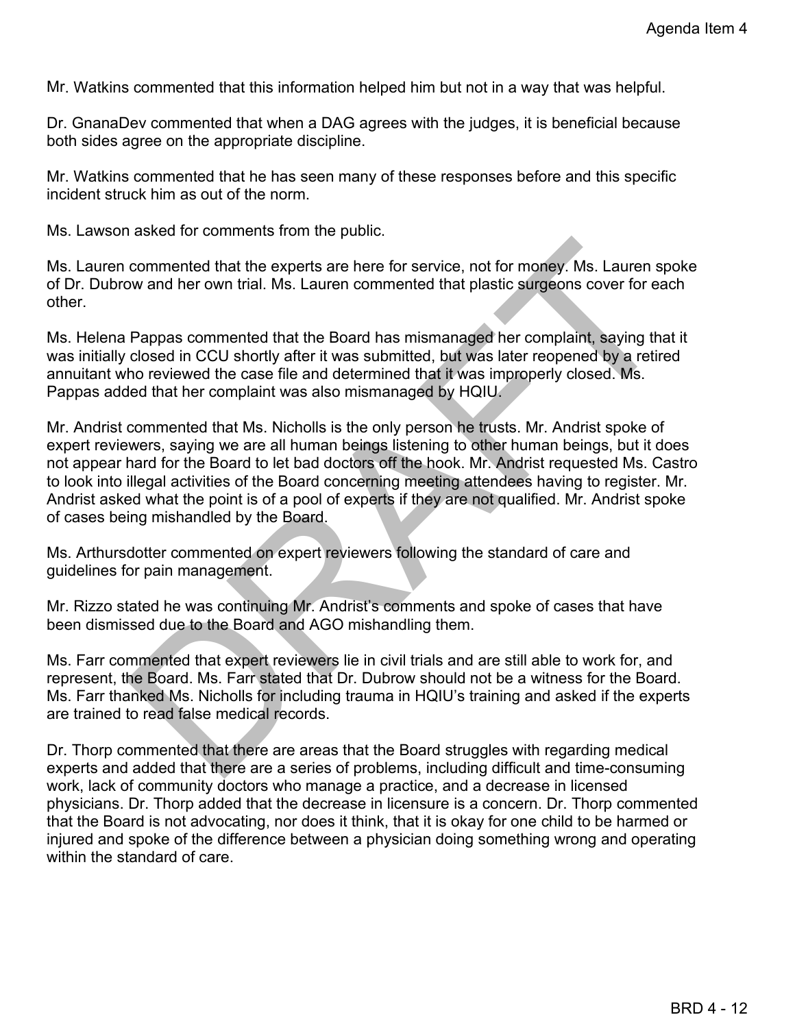Mr. Watkins commented that this information helped him but not in a way that was helpful.

Dr. GnanaDev commented that when a DAG agrees with the judges, it is beneficial because both sides agree on the appropriate discipline.

Mr. Watkins commented that he has seen many of these responses before and this specific incident struck him as out of the norm.

Ms. Lawson asked for comments from the public.

Ms. Lauren commented that the experts are here for service, not for money. Ms. Lauren spoke of Dr. Dubrow and her own trial. Ms. Lauren commented that plastic surgeons cover for each other.

Ms. Helena Pappas commented that the Board has mismanaged her complaint, saying that it was initially closed in CCU shortly after it was submitted, but was later reopened by a retired annuitant who reviewed the case file and determined that it was improperly closed. Ms. Pappas added that her complaint was also mismanaged by HQIU.

Mr. Andrist commented that Ms. Nicholls is the only person he trusts. Mr. Andrist spoke of expert reviewers, saying we are all human beings listening to other human beings, but it does not appear hard for the Board to let bad doctors off the hook. Mr. Andrist requested Ms. Castro to look into illegal activities of the Board concerning meeting attendees having to register. Mr. Andrist asked what the point is of a pool of experts if they are not qualified. Mr. Andrist spoke of cases being mishandled by the Board.

Ms. Arthursdotter commented on expert reviewers following the standard of care and guidelines for pain management.

Mr. Rizzo stated he was continuing Mr. Andrist's comments and spoke of cases that have been dismissed due to the Board and AGO mishandling them.

Ms. Farr commented that expert reviewers lie in civil trials and are still able to work for, and represent, the Board. Ms. Farr stated that Dr. Dubrow should not be a witness for the Board. Ms. Farr thanked Ms. Nicholls for including trauma in HQIU's training and asked if the experts are trained to read false medical records.

Dr. Thorp commented that there are areas that the Board struggles with regarding medical experts and added that there are a series of problems, including difficult and time-consuming work, lack of community doctors who manage a practice, and a decrease in licensed physicians. Dr. Thorp added that the decrease in licensure is a concern. Dr. Thorp commented that the Board is not advocating, nor does it think, that it is okay for one child to be harmed or injured and spoke of the difference between a physician doing something wrong and operating within the standard of care.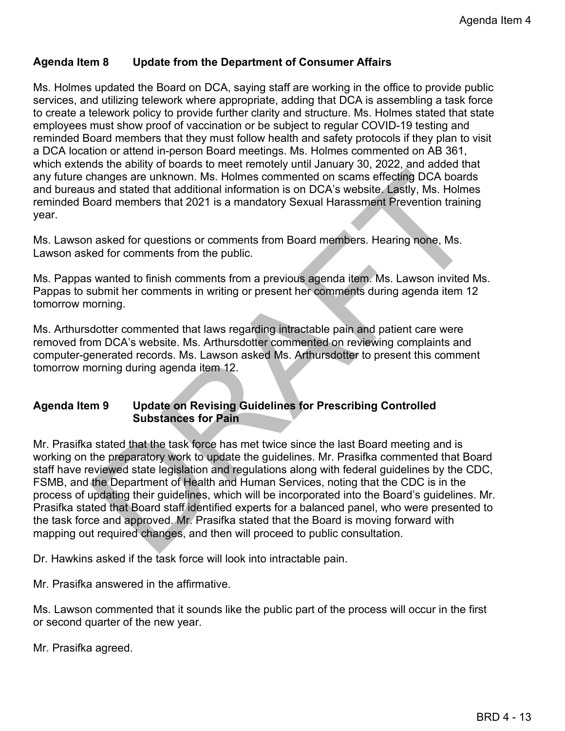## Agenda Item 8 Update from the Department of Consumer Affairs

Ms. Holmes updated the Board on DCA, saying staff are working in the office to provide public services, and utilizing telework where appropriate, adding that DCA is assembling a task force to create a telework policy to provide further clarity and structure. Ms. Holmes stated that state employees must show proof of vaccination or be subject to regular COVID-19 testing and reminded Board members that they must follow health and safety protocols if they plan to visit a DCA location or attend in-person Board meetings. Ms. Holmes commented on AB 361, which extends the ability of boards to meet remotely until January 30, 2022, and added that any future changes are unknown. Ms. Holmes commented on scams effecting DCA boards and bureaus and stated that additional information is on DCA's website. Lastly, Ms. Holmes reminded Board members that 2021 is a mandatory Sexual Harassment Prevention training year.

Ms. Lawson asked for questions or comments from Board members. Hearing none, Ms. Lawson asked for comments from the public.

Ms. Pappas wanted to finish comments from a previous agenda item. Ms. Lawson invited Ms. Pappas to submit her comments in writing or present her comments during agenda item 12 tomorrow morning.

Ms. Arthursdotter commented that laws regarding intractable pain and patient care were removed from DCA's website. Ms. Arthursdotter commented on reviewing complaints and computer-generated records. Ms. Lawson asked Ms. Arthursdotter to present this comment tomorrow morning during agenda item 12.

## Agenda Item 9 Update on Revising Guidelines for Prescribing Controlled Substances for Pain

Mr. Prasifka stated that the task force has met twice since the last Board meeting and is working on the preparatory work to update the guidelines. Mr. Prasifka commented that Board staff have reviewed state legislation and regulations along with federal guidelines by the CDC, FSMB, and the Department of Health and Human Services, noting that the CDC is in the process of updating their guidelines, which will be incorporated into the Board's guidelines. Mr. Prasifka stated that Board staff identified experts for a balanced panel, who were presented to the task force and approved. Mr. Prasifka stated that the Board is moving forward with mapping out required changes, and then will proceed to public consultation.

Dr. Hawkins asked if the task force will look into intractable pain.

Mr. Prasifka answered in the affirmative.

Ms. Lawson commented that it sounds like the public part of the process will occur in the first or second quarter of the new year.

Mr. Prasifka agreed.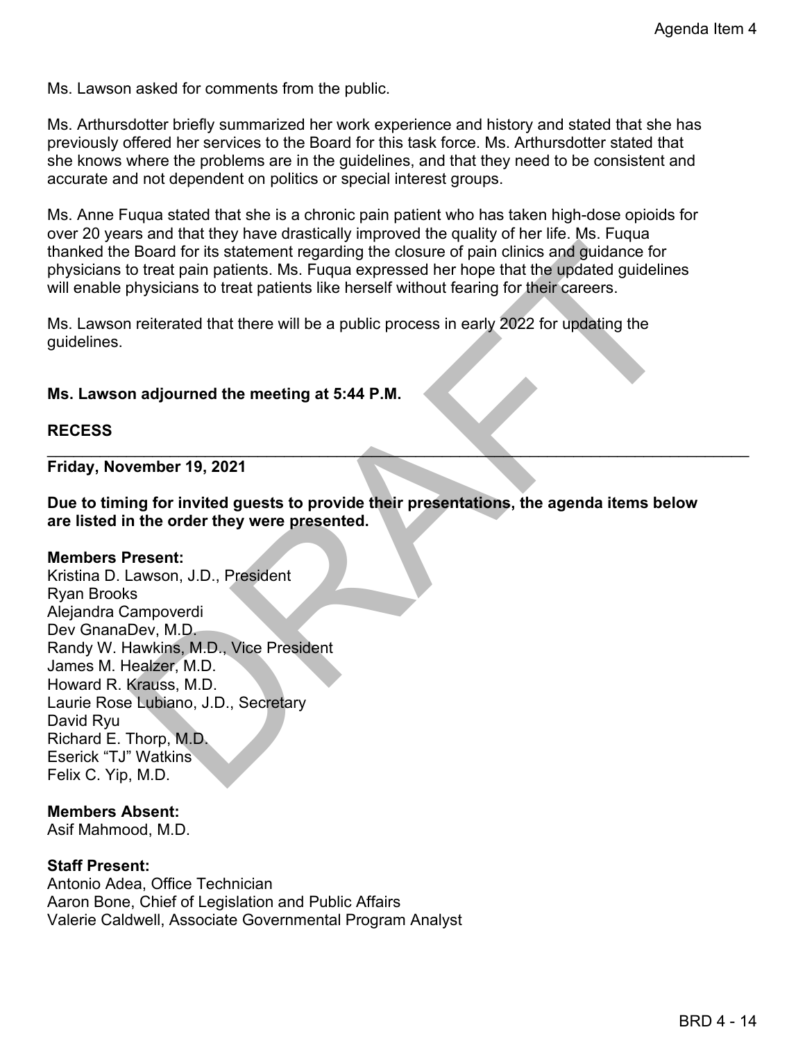Ms. Lawson asked for comments from the public.

Ms. Arthursdotter briefly summarized her work experience and history and stated that she has previously offered her services to the Board for this task force. Ms. Arthursdotter stated that she knows where the problems are in the guidelines, and that they need to be consistent and accurate and not dependent on politics or special interest groups.

Ms. Anne Fuqua stated that she is a chronic pain patient who has taken high-dose opioids for over 20 years and that they have drastically improved the quality of her life. Ms. Fuqua thanked the Board for its statement regarding the closure of pain clinics and guidance for physicians to treat pain patients. Ms. Fuqua expressed her hope that the updated guidelines will enable physicians to treat patients like herself without fearing for their careers.

Ms. Lawson reiterated that there will be a public process in early 2022 for updating the guidelines.

**Ms. Lawson adjourned the meeting at 5:44 P.M.**

**RECESS**

---

**Friday, November 19, 2021**

**Due to timing for invited guests to provide their presentations, the agenda items below are listed in the order they were presented.**

**Members Present:**
Kristina D. Lawson, J.D., President
Ryan Brooks
Alejandra Campoverdi
Dev GnanaDev, M.D.
Randy W. Hawkins, M.D., Vice President
James M. Healzer, M.D.
Howard R. Krauss, M.D.
Laurie Rose Lubiano, J.D., Secretary
David Ryu
Richard E. Thorp, M.D.
Eserick "TJ" Watkins
Felix C. Yip, M.D.

**Members Absent:**
Asif Mahmood, M.D.

**Staff Present:**
Antonio Adea, Office Technician
Aaron Bone, Chief of Legislation and Public Affairs
Valerie Caldwell, Associate Governmental Program Analyst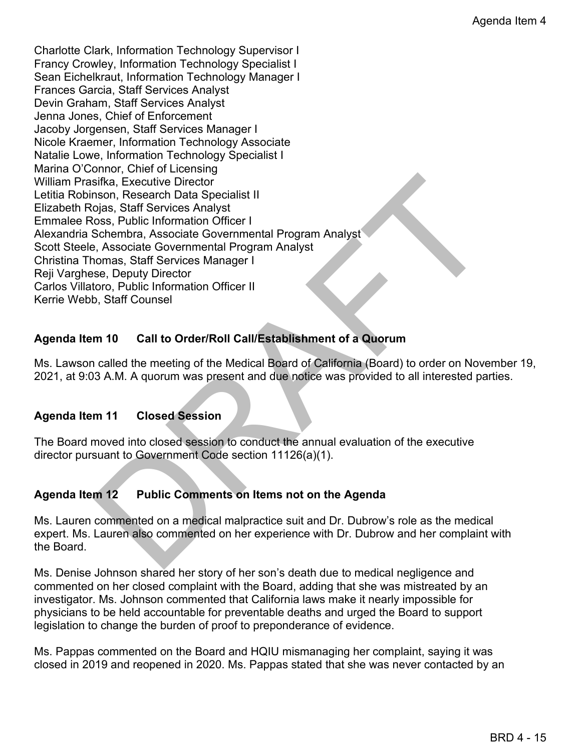Charlotte Clark, Information Technology Supervisor I
Francy Crowley, Information Technology Specialist I
Sean Eichelkraut, Information Technology Manager I
Frances Garcia, Staff Services Analyst
Devin Graham, Staff Services Analyst
Jenna Jones, Chief of Enforcement
Jacoby Jorgensen, Staff Services Manager I
Nicole Kraemer, Information Technology Associate
Natalie Lowe, Information Technology Specialist I
Marina O'Connor, Chief of Licensing
William Prasifka, Executive Director
Letitia Robinson, Research Data Specialist II
Elizabeth Rojas, Staff Services Analyst
Emmalee Ross, Public Information Officer I
Alexandria Schembra, Associate Governmental Program Analyst
Scott Steele, Associate Governmental Program Analyst
Christina Thomas, Staff Services Manager I
Reji Varghese, Deputy Director
Carlos Villatoro, Public Information Officer II
Kerrie Webb, Staff Counsel

**Agenda Item 10 Call to Order/Roll Call/Establishment of a Quorum**

Ms. Lawson called the meeting of the Medical Board of California (Board) to order on November 19, 2021, at 9:03 A.M. A quorum was present and due notice was provided to all interested parties.

**Agenda Item 11 Closed Session**

The Board moved into closed session to conduct the annual evaluation of the executive director pursuant to Government Code section 11126(a)(1).

**Agenda Item 12 Public Comments on Items not on the Agenda**

Ms. Lauren commented on a medical malpractice suit and Dr. Dubrow's role as the medical expert. Ms. Lauren also commented on her experience with Dr. Dubrow and her complaint with the Board.

Ms. Denise Johnson shared her story of her son's death due to medical negligence and commented on her closed complaint with the Board, adding that she was mistreated by an investigator. Ms. Johnson commented that California laws make it nearly impossible for physicians to be held accountable for preventable deaths and urged the Board to support legislation to change the burden of proof to preponderance of evidence.

Ms. Pappas commented on the Board and HQIU mismanaging her complaint, saying it was closed in 2019 and reopened in 2020. Ms. Pappas stated that she was never contacted by an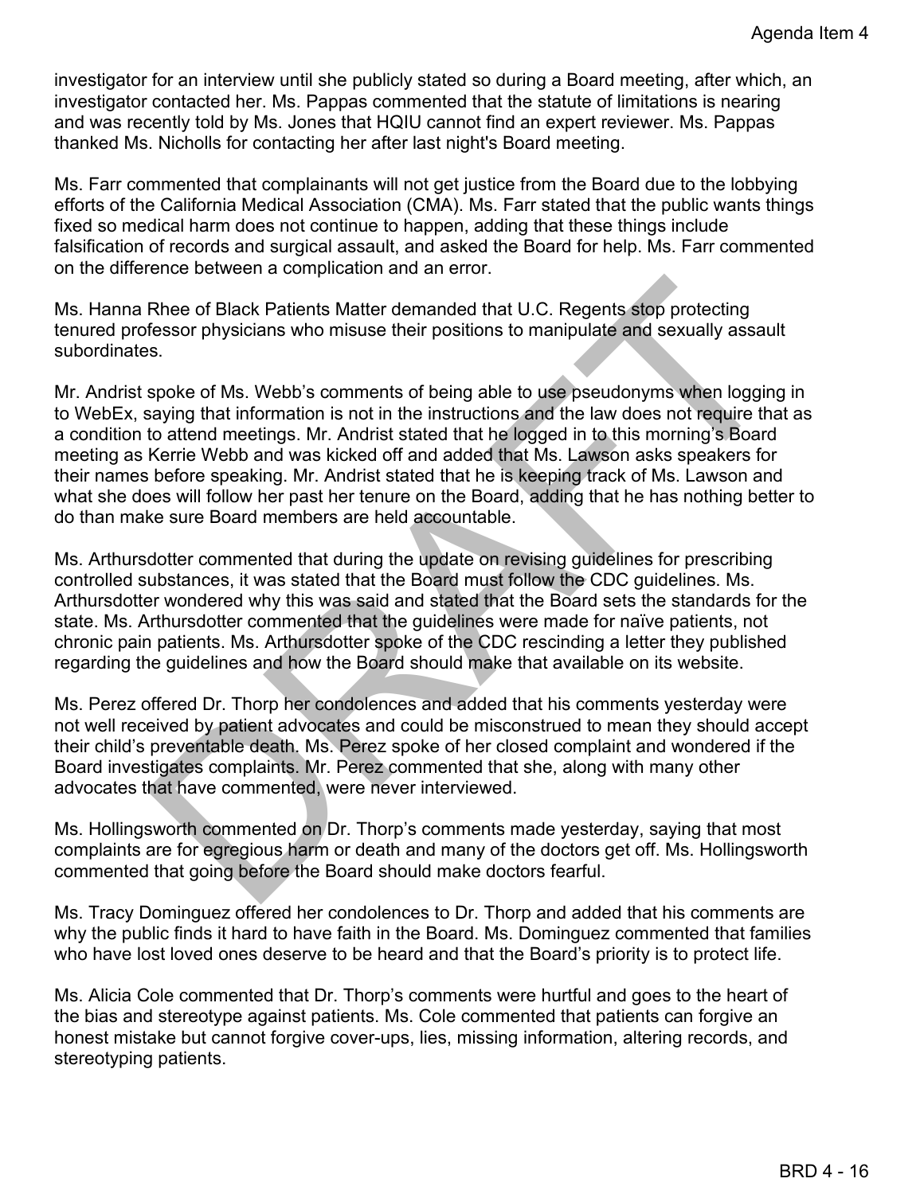investigator for an interview until she publicly stated so during a Board meeting, after which, an investigator contacted her. Ms. Pappas commented that the statute of limitations is nearing and was recently told by Ms. Jones that HQIU cannot find an expert reviewer. Ms. Pappas thanked Ms. Nicholls for contacting her after last night's Board meeting.

Ms. Farr commented that complainants will not get justice from the Board due to the lobbying efforts of the California Medical Association (CMA). Ms. Farr stated that the public wants things fixed so medical harm does not continue to happen, adding that these things include falsification of records and surgical assault, and asked the Board for help. Ms. Farr commented on the difference between a complication and an error.

Ms. Hanna Rhee of Black Patients Matter demanded that U.C. Regents stop protecting tenured professor physicians who misuse their positions to manipulate and sexually assault subordinates.

Mr. Andrist spoke of Ms. Webb's comments of being able to use pseudonyms when logging in to WebEx, saying that information is not in the instructions and the law does not require that as a condition to attend meetings. Mr. Andrist stated that he logged in to this morning's Board meeting as Kerrie Webb and was kicked off and added that Ms. Lawson asks speakers for their names before speaking. Mr. Andrist stated that he is keeping track of Ms. Lawson and what she does will follow her past her tenure on the Board, adding that he has nothing better to do than make sure Board members are held accountable.

Ms. Arthursdotter commented that during the update on revising guidelines for prescribing controlled substances, it was stated that the Board must follow the CDC guidelines. Ms. Arthursdotter wondered why this was said and stated that the Board sets the standards for the state. Ms. Arthursdotter commented that the guidelines were made for naïve patients, not chronic pain patients. Ms. Arthursdotter spoke of the CDC rescinding a letter they published regarding the guidelines and how the Board should make that available on its website.

Ms. Perez offered Dr. Thorp her condolences and added that his comments yesterday were not well received by patient advocates and could be misconstrued to mean they should accept their child's preventable death. Ms. Perez spoke of her closed complaint and wondered if the Board investigates complaints. Mr. Perez commented that she, along with many other advocates that have commented, were never interviewed.

Ms. Hollingsworth commented on Dr. Thorp's comments made yesterday, saying that most complaints are for egregious harm or death and many of the doctors get off. Ms. Hollingsworth commented that going before the Board should make doctors fearful.

Ms. Tracy Dominguez offered her condolences to Dr. Thorp and added that his comments are why the public finds it hard to have faith in the Board. Ms. Dominguez commented that families who have lost loved ones deserve to be heard and that the Board's priority is to protect life.

Ms. Alicia Cole commented that Dr. Thorp's comments were hurtful and goes to the heart of the bias and stereotype against patients. Ms. Cole commented that patients can forgive an honest mistake but cannot forgive cover-ups, lies, missing information, altering records, and stereotyping patients.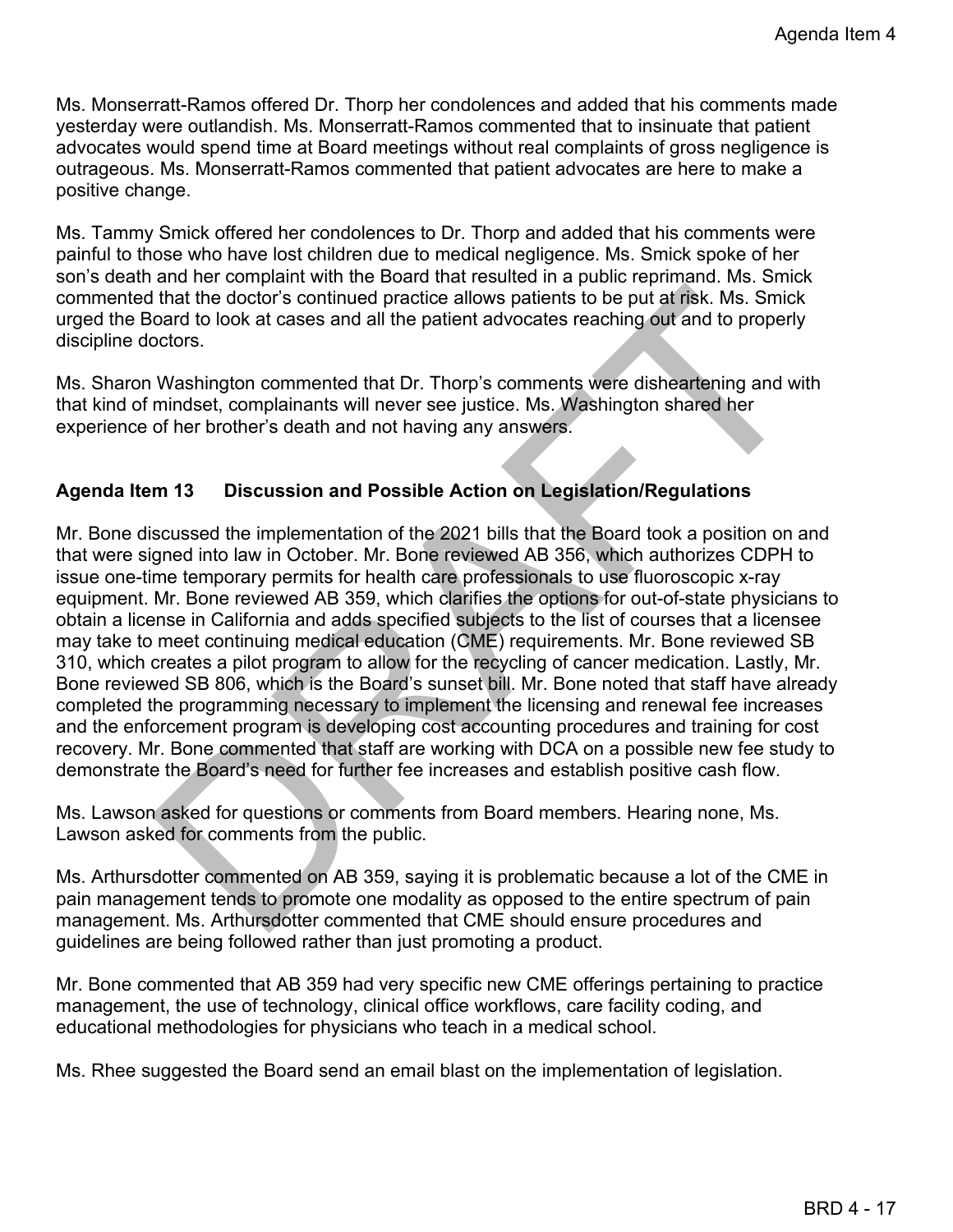Ms. Monserratt-Ramos offered Dr. Thorp her condolences and added that his comments made yesterday were outlandish. Ms. Monserratt-Ramos commented that to insinuate that patient advocates would spend time at Board meetings without real complaints of gross negligence is outrageous. Ms. Monserratt-Ramos commented that patient advocates are here to make a positive change.

Ms. Tammy Smick offered her condolences to Dr. Thorp and added that his comments were painful to those who have lost children due to medical negligence. Ms. Smick spoke of her son's death and her complaint with the Board that resulted in a public reprimand. Ms. Smick commented that the doctor's continued practice allows patients to be put at risk. Ms. Smick urged the Board to look at cases and all the patient advocates reaching out and to properly discipline doctors.

Ms. Sharon Washington commented that Dr. Thorp's comments were disheartening and with that kind of mindset, complainants will never see justice. Ms. Washington shared her experience of her brother's death and not having any answers.

## Agenda Item 13 Discussion and Possible Action on Legislation/Regulations

Mr. Bone discussed the implementation of the 2021 bills that the Board took a position on and that were signed into law in October. Mr. Bone reviewed AB 356, which authorizes CDPH to issue one-time temporary permits for health care professionals to use fluoroscopic x-ray equipment. Mr. Bone reviewed AB 359, which clarifies the options for out-of-state physicians to obtain a license in California and adds specified subjects to the list of courses that a licensee may take to meet continuing medical education (CME) requirements. Mr. Bone reviewed SB 310, which creates a pilot program to allow for the recycling of cancer medication. Lastly, Mr. Bone reviewed SB 806, which is the Board's sunset bill. Mr. Bone noted that staff have already completed the programming necessary to implement the licensing and renewal fee increases and the enforcement program is developing cost accounting procedures and training for cost recovery. Mr. Bone commented that staff are working with DCA on a possible new fee study to demonstrate the Board's need for further fee increases and establish positive cash flow.

Ms. Lawson asked for questions or comments from Board members. Hearing none, Ms. Lawson asked for comments from the public.

Ms. Arthursdotter commented on AB 359, saying it is problematic because a lot of the CME in pain management tends to promote one modality as opposed to the entire spectrum of pain management. Ms. Arthursdotter commented that CME should ensure procedures and guidelines are being followed rather than just promoting a product.

Mr. Bone commented that AB 359 had very specific new CME offerings pertaining to practice management, the use of technology, clinical office workflows, care facility coding, and educational methodologies for physicians who teach in a medical school.

Ms. Rhee suggested the Board send an email blast on the implementation of legislation.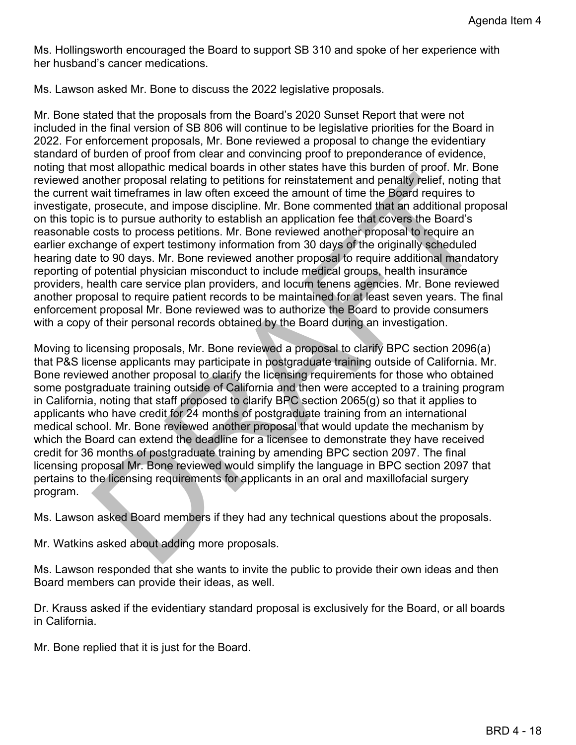Ms. Hollingsworth encouraged the Board to support SB 310 and spoke of her experience with her husband's cancer medications.

Ms. Lawson asked Mr. Bone to discuss the 2022 legislative proposals.

Mr. Bone stated that the proposals from the Board's 2020 Sunset Report that were not included in the final version of SB 806 will continue to be legislative priorities for the Board in 2022. For enforcement proposals, Mr. Bone reviewed a proposal to change the evidentiary standard of burden of proof from clear and convincing proof to preponderance of evidence, noting that most allopathic medical boards in other states have this burden of proof. Mr. Bone reviewed another proposal relating to petitions for reinstatement and penalty relief, noting that the current wait timeframes in law often exceed the amount of time the Board requires to investigate, prosecute, and impose discipline. Mr. Bone commented that an additional proposal on this topic is to pursue authority to establish an application fee that covers the Board's reasonable costs to process petitions. Mr. Bone reviewed another proposal to require an earlier exchange of expert testimony information from 30 days of the originally scheduled hearing date to 90 days. Mr. Bone reviewed another proposal to require additional mandatory reporting of potential physician misconduct to include medical groups, health insurance providers, health care service plan providers, and locum tenens agencies. Mr. Bone reviewed another proposal to require patient records to be maintained for at least seven years. The final enforcement proposal Mr. Bone reviewed was to authorize the Board to provide consumers with a copy of their personal records obtained by the Board during an investigation.

Moving to licensing proposals, Mr. Bone reviewed a proposal to clarify BPC section 2096(a) that P&S license applicants may participate in postgraduate training outside of California. Mr. Bone reviewed another proposal to clarify the licensing requirements for those who obtained some postgraduate training outside of California and then were accepted to a training program in California, noting that staff proposed to clarify BPC section 2065(g) so that it applies to applicants who have credit for 24 months of postgraduate training from an international medical school. Mr. Bone reviewed another proposal that would update the mechanism by which the Board can extend the deadline for a licensee to demonstrate they have received credit for 36 months of postgraduate training by amending BPC section 2097. The final licensing proposal Mr. Bone reviewed would simplify the language in BPC section 2097 that pertains to the licensing requirements for applicants in an oral and maxillofacial surgery program.

Ms. Lawson asked Board members if they had any technical questions about the proposals.

Mr. Watkins asked about adding more proposals.

Ms. Lawson responded that she wants to invite the public to provide their own ideas and then Board members can provide their ideas, as well.

Dr. Krauss asked if the evidentiary standard proposal is exclusively for the Board, or all boards in California.

Mr. Bone replied that it is just for the Board.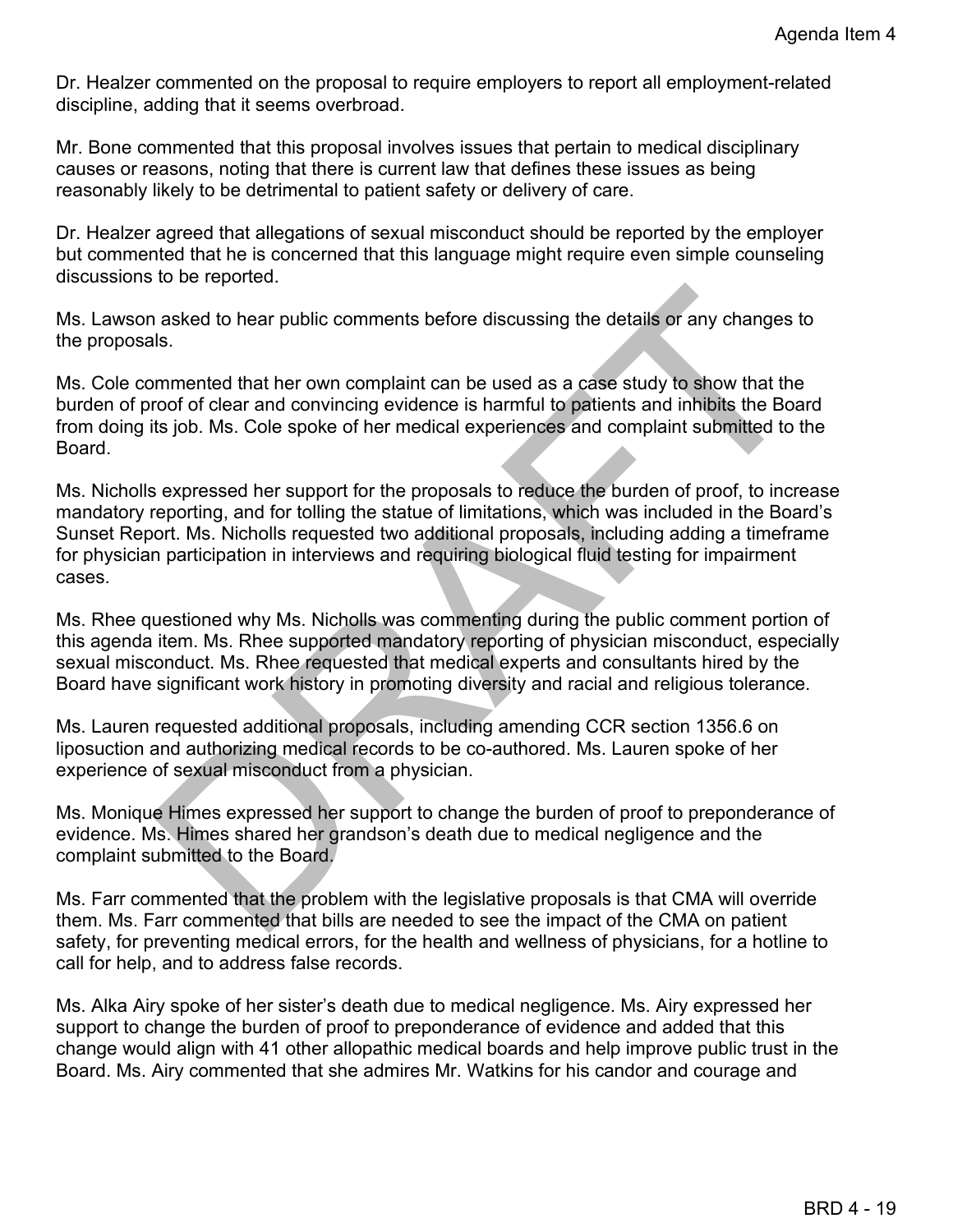Dr. Healzer commented on the proposal to require employers to report all employment-related discipline, adding that it seems overbroad.

Mr. Bone commented that this proposal involves issues that pertain to medical disciplinary causes or reasons, noting that there is current law that defines these issues as being reasonably likely to be detrimental to patient safety or delivery of care.

Dr. Healzer agreed that allegations of sexual misconduct should be reported by the employer but commented that he is concerned that this language might require even simple counseling discussions to be reported.

Ms. Lawson asked to hear public comments before discussing the details or any changes to the proposals.

Ms. Cole commented that her own complaint can be used as a case study to show that the burden of proof of clear and convincing evidence is harmful to patients and inhibits the Board from doing its job. Ms. Cole spoke of her medical experiences and complaint submitted to the Board.

Ms. Nicholls expressed her support for the proposals to reduce the burden of proof, to increase mandatory reporting, and for tolling the statue of limitations, which was included in the Board's Sunset Report. Ms. Nicholls requested two additional proposals, including adding a timeframe for physician participation in interviews and requiring biological fluid testing for impairment cases.

Ms. Rhee questioned why Ms. Nicholls was commenting during the public comment portion of this agenda item. Ms. Rhee supported mandatory reporting of physician misconduct, especially sexual misconduct. Ms. Rhee requested that medical experts and consultants hired by the Board have significant work history in promoting diversity and racial and religious tolerance.

Ms. Lauren requested additional proposals, including amending CCR section 1356.6 on liposuction and authorizing medical records to be co-authored. Ms. Lauren spoke of her experience of sexual misconduct from a physician.

Ms. Monique Himes expressed her support to change the burden of proof to preponderance of evidence. Ms. Himes shared her grandson's death due to medical negligence and the complaint submitted to the Board.

Ms. Farr commented that the problem with the legislative proposals is that CMA will override them. Ms. Farr commented that bills are needed to see the impact of the CMA on patient safety, for preventing medical errors, for the health and wellness of physicians, for a hotline to call for help, and to address false records.

Ms. Alka Airy spoke of her sister's death due to medical negligence. Ms. Airy expressed her support to change the burden of proof to preponderance of evidence and added that this change would align with 41 other allopathic medical boards and help improve public trust in the Board. Ms. Airy commented that she admires Mr. Watkins for his candor and courage and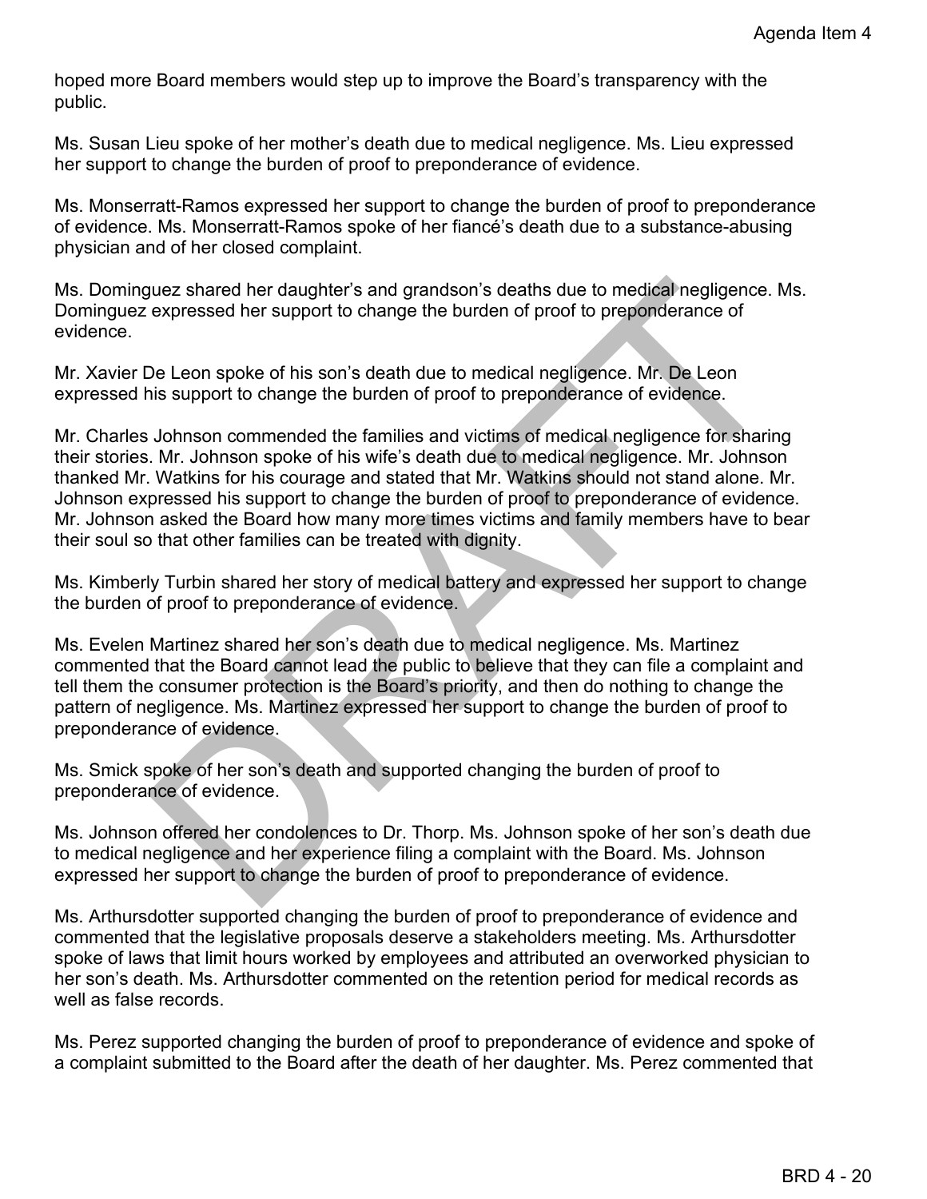hoped more Board members would step up to improve the Board's transparency with the public.

Ms. Susan Lieu spoke of her mother's death due to medical negligence. Ms. Lieu expressed her support to change the burden of proof to preponderance of evidence.

Ms. Monserratt-Ramos expressed her support to change the burden of proof to preponderance of evidence. Ms. Monserratt-Ramos spoke of her fiancé's death due to a substance-abusing physician and of her closed complaint.

Ms. Dominguez shared her daughter's and grandson's deaths due to medical negligence. Ms. Dominguez expressed her support to change the burden of proof to preponderance of evidence.

Mr. Xavier De Leon spoke of his son's death due to medical negligence. Mr. De Leon expressed his support to change the burden of proof to preponderance of evidence.

Mr. Charles Johnson commended the families and victims of medical negligence for sharing their stories. Mr. Johnson spoke of his wife's death due to medical negligence. Mr. Johnson thanked Mr. Watkins for his courage and stated that Mr. Watkins should not stand alone. Mr. Johnson expressed his support to change the burden of proof to preponderance of evidence. Mr. Johnson asked the Board how many more times victims and family members have to bear their soul so that other families can be treated with dignity.

Ms. Kimberly Turbin shared her story of medical battery and expressed her support to change the burden of proof to preponderance of evidence.

Ms. Evelen Martinez shared her son's death due to medical negligence. Ms. Martinez commented that the Board cannot lead the public to believe that they can file a complaint and tell them the consumer protection is the Board's priority, and then do nothing to change the pattern of negligence. Ms. Martinez expressed her support to change the burden of proof to preponderance of evidence.

Ms. Smick spoke of her son's death and supported changing the burden of proof to preponderance of evidence.

Ms. Johnson offered her condolences to Dr. Thorp. Ms. Johnson spoke of her son's death due to medical negligence and her experience filing a complaint with the Board. Ms. Johnson expressed her support to change the burden of proof to preponderance of evidence.

Ms. Arthursdotter supported changing the burden of proof to preponderance of evidence and commented that the legislative proposals deserve a stakeholders meeting. Ms. Arthursdotter spoke of laws that limit hours worked by employees and attributed an overworked physician to her son's death. Ms. Arthursdotter commented on the retention period for medical records as well as false records.

Ms. Perez supported changing the burden of proof to preponderance of evidence and spoke of a complaint submitted to the Board after the death of her daughter. Ms. Perez commented that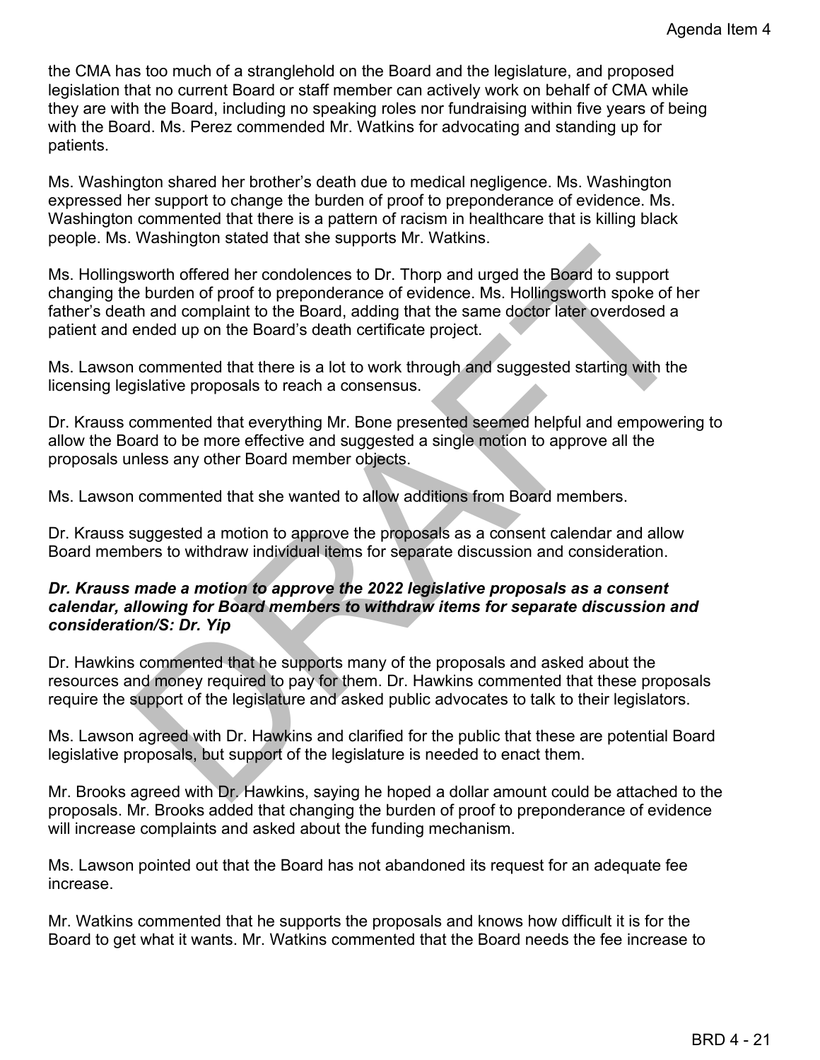the CMA has too much of a stranglehold on the Board and the legislature, and proposed legislation that no current Board or staff member can actively work on behalf of CMA while they are with the Board, including no speaking roles nor fundraising within five years of being with the Board. Ms. Perez commended Mr. Watkins for advocating and standing up for patients.

Ms. Washington shared her brother's death due to medical negligence. Ms. Washington expressed her support to change the burden of proof to preponderance of evidence. Ms. Washington commented that there is a pattern of racism in healthcare that is killing black people. Ms. Washington stated that she supports Mr. Watkins.

Ms. Hollingsworth offered her condolences to Dr. Thorp and urged the Board to support changing the burden of proof to preponderance of evidence. Ms. Hollingsworth spoke of her father's death and complaint to the Board, adding that the same doctor later overdosed a patient and ended up on the Board's death certificate project.

Ms. Lawson commented that there is a lot to work through and suggested starting with the licensing legislative proposals to reach a consensus.

Dr. Krauss commented that everything Mr. Bone presented seemed helpful and empowering to allow the Board to be more effective and suggested a single motion to approve all the proposals unless any other Board member objects.

Ms. Lawson commented that she wanted to allow additions from Board members.

Dr. Krauss suggested a motion to approve the proposals as a consent calendar and allow Board members to withdraw individual items for separate discussion and consideration.

***Dr. Krauss made a motion to approve the 2022 legislative proposals as a consent calendar, allowing for Board members to withdraw items for separate discussion and consideration/S: Dr. Yip***

Dr. Hawkins commented that he supports many of the proposals and asked about the resources and money required to pay for them. Dr. Hawkins commented that these proposals require the support of the legislature and asked public advocates to talk to their legislators.

Ms. Lawson agreed with Dr. Hawkins and clarified for the public that these are potential Board legislative proposals, but support of the legislature is needed to enact them.

Mr. Brooks agreed with Dr. Hawkins, saying he hoped a dollar amount could be attached to the proposals. Mr. Brooks added that changing the burden of proof to preponderance of evidence will increase complaints and asked about the funding mechanism.

Ms. Lawson pointed out that the Board has not abandoned its request for an adequate fee increase.

Mr. Watkins commented that he supports the proposals and knows how difficult it is for the Board to get what it wants. Mr. Watkins commented that the Board needs the fee increase to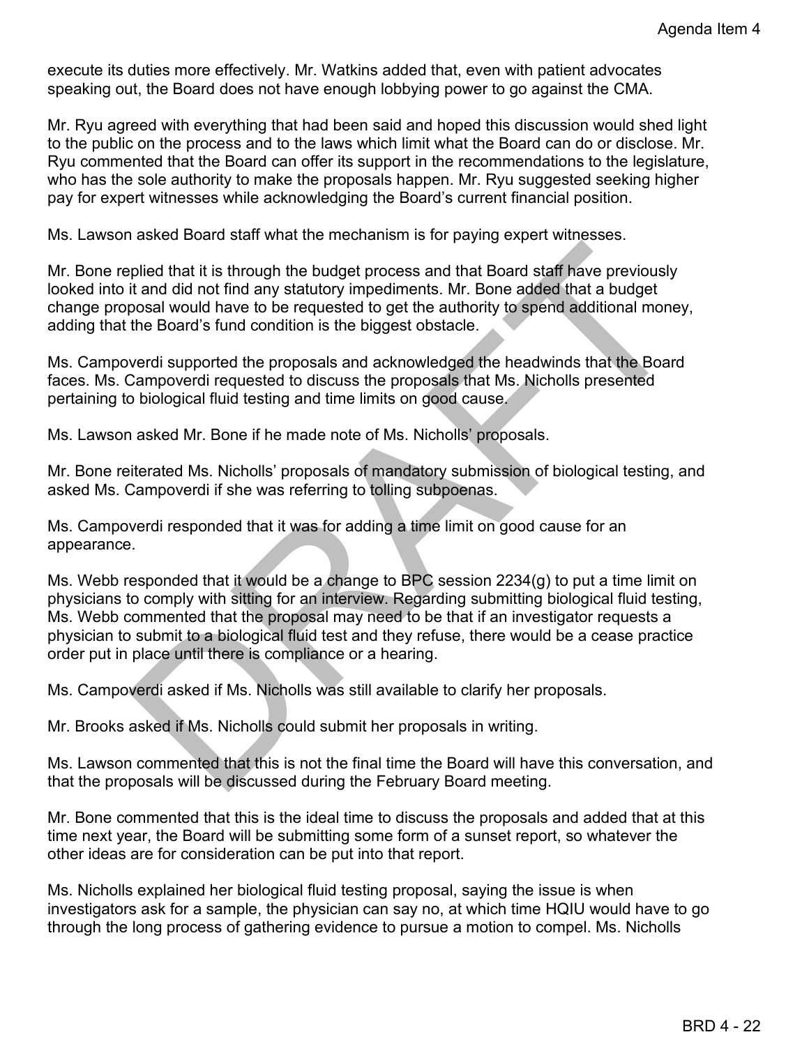execute its duties more effectively. Mr. Watkins added that, even with patient advocates speaking out, the Board does not have enough lobbying power to go against the CMA.

Mr. Ryu agreed with everything that had been said and hoped this discussion would shed light to the public on the process and to the laws which limit what the Board can do or disclose. Mr. Ryu commented that the Board can offer its support in the recommendations to the legislature, who has the sole authority to make the proposals happen. Mr. Ryu suggested seeking higher pay for expert witnesses while acknowledging the Board's current financial position.

Ms. Lawson asked Board staff what the mechanism is for paying expert witnesses.

Mr. Bone replied that it is through the budget process and that Board staff have previously looked into it and did not find any statutory impediments. Mr. Bone added that a budget change proposal would have to be requested to get the authority to spend additional money, adding that the Board's fund condition is the biggest obstacle.

Ms. Campoverdi supported the proposals and acknowledged the headwinds that the Board faces. Ms. Campoverdi requested to discuss the proposals that Ms. Nicholls presented pertaining to biological fluid testing and time limits on good cause.

Ms. Lawson asked Mr. Bone if he made note of Ms. Nicholls' proposals.

Mr. Bone reiterated Ms. Nicholls' proposals of mandatory submission of biological testing, and asked Ms. Campoverdi if she was referring to tolling subpoenas.

Ms. Campoverdi responded that it was for adding a time limit on good cause for an appearance.

Ms. Webb responded that it would be a change to BPC session 2234(g) to put a time limit on physicians to comply with sitting for an interview. Regarding submitting biological fluid testing, Ms. Webb commented that the proposal may need to be that if an investigator requests a physician to submit to a biological fluid test and they refuse, there would be a cease practice order put in place until there is compliance or a hearing.

Ms. Campoverdi asked if Ms. Nicholls was still available to clarify her proposals.

Mr. Brooks asked if Ms. Nicholls could submit her proposals in writing.

Ms. Lawson commented that this is not the final time the Board will have this conversation, and that the proposals will be discussed during the February Board meeting.

Mr. Bone commented that this is the ideal time to discuss the proposals and added that at this time next year, the Board will be submitting some form of a sunset report, so whatever the other ideas are for consideration can be put into that report.

Ms. Nicholls explained her biological fluid testing proposal, saying the issue is when investigators ask for a sample, the physician can say no, at which time HQIU would have to go through the long process of gathering evidence to pursue a motion to compel. Ms. Nicholls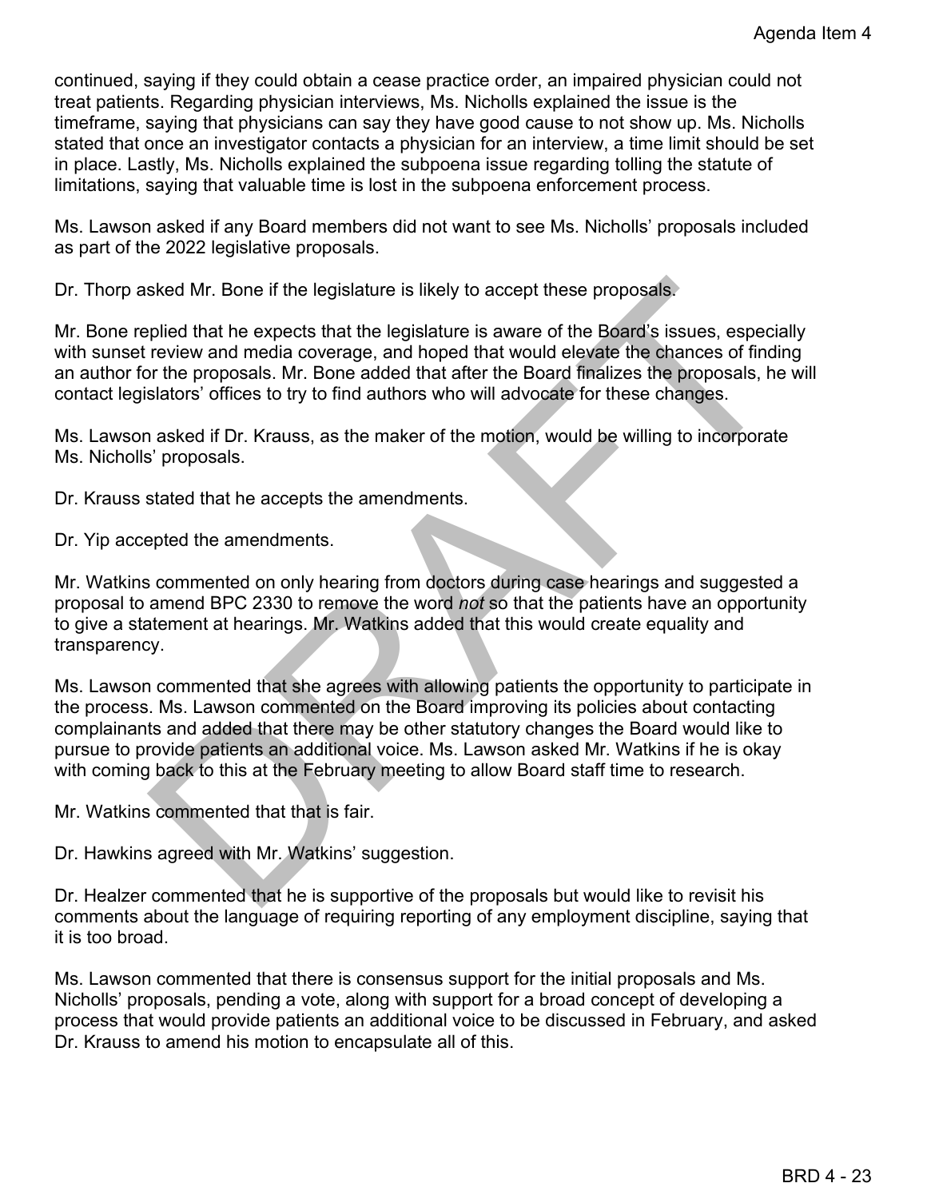continued, saying if they could obtain a cease practice order, an impaired physician could not treat patients. Regarding physician interviews, Ms. Nicholls explained the issue is the timeframe, saying that physicians can say they have good cause to not show up. Ms. Nicholls stated that once an investigator contacts a physician for an interview, a time limit should be set in place. Lastly, Ms. Nicholls explained the subpoena issue regarding tolling the statute of limitations, saying that valuable time is lost in the subpoena enforcement process.

Ms. Lawson asked if any Board members did not want to see Ms. Nicholls' proposals included as part of the 2022 legislative proposals.

Dr. Thorp asked Mr. Bone if the legislature is likely to accept these proposals.

Mr. Bone replied that he expects that the legislature is aware of the Board's issues, especially with sunset review and media coverage, and hoped that would elevate the chances of finding an author for the proposals. Mr. Bone added that after the Board finalizes the proposals, he will contact legislators' offices to try to find authors who will advocate for these changes.

Ms. Lawson asked if Dr. Krauss, as the maker of the motion, would be willing to incorporate Ms. Nicholls' proposals.

Dr. Krauss stated that he accepts the amendments.

Dr. Yip accepted the amendments.

Mr. Watkins commented on only hearing from doctors during case hearings and suggested a proposal to amend BPC 2330 to remove the word *not* so that the patients have an opportunity to give a statement at hearings. Mr. Watkins added that this would create equality and transparency.

Ms. Lawson commented that she agrees with allowing patients the opportunity to participate in the process. Ms. Lawson commented on the Board improving its policies about contacting complainants and added that there may be other statutory changes the Board would like to pursue to provide patients an additional voice. Ms. Lawson asked Mr. Watkins if he is okay with coming back to this at the February meeting to allow Board staff time to research.

Mr. Watkins commented that that is fair.

Dr. Hawkins agreed with Mr. Watkins' suggestion.

Dr. Healzer commented that he is supportive of the proposals but would like to revisit his comments about the language of requiring reporting of any employment discipline, saying that it is too broad.

Ms. Lawson commented that there is consensus support for the initial proposals and Ms. Nicholls' proposals, pending a vote, along with support for a broad concept of developing a process that would provide patients an additional voice to be discussed in February, and asked Dr. Krauss to amend his motion to encapsulate all of this.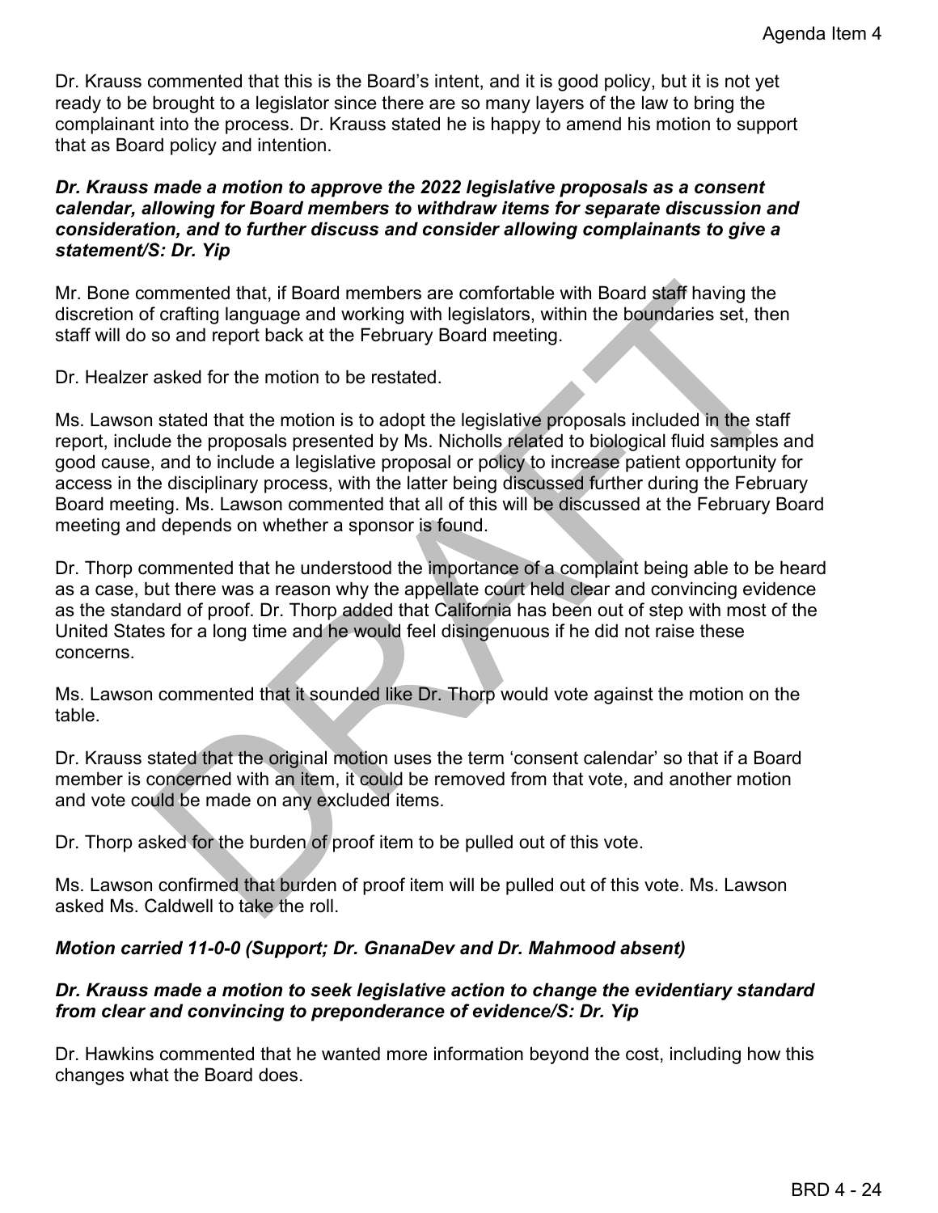Dr. Krauss commented that this is the Board's intent, and it is good policy, but it is not yet ready to be brought to a legislator since there are so many layers of the law to bring the complainant into the process. Dr. Krauss stated he is happy to amend his motion to support that as Board policy and intention.

***Dr. Krauss made a motion to approve the 2022 legislative proposals as a consent calendar, allowing for Board members to withdraw items for separate discussion and consideration, and to further discuss and consider allowing complainants to give a statement/S: Dr. Yip***

Mr. Bone commented that, if Board members are comfortable with Board staff having the discretion of crafting language and working with legislators, within the boundaries set, then staff will do so and report back at the February Board meeting.

Dr. Healzer asked for the motion to be restated.

Ms. Lawson stated that the motion is to adopt the legislative proposals included in the staff report, include the proposals presented by Ms. Nicholls related to biological fluid samples and good cause, and to include a legislative proposal or policy to increase patient opportunity for access in the disciplinary process, with the latter being discussed further during the February Board meeting. Ms. Lawson commented that all of this will be discussed at the February Board meeting and depends on whether a sponsor is found.

Dr. Thorp commented that he understood the importance of a complaint being able to be heard as a case, but there was a reason why the appellate court held clear and convincing evidence as the standard of proof. Dr. Thorp added that California has been out of step with most of the United States for a long time and he would feel disingenuous if he did not raise these concerns.

Ms. Lawson commented that it sounded like Dr. Thorp would vote against the motion on the table.

Dr. Krauss stated that the original motion uses the term 'consent calendar' so that if a Board member is concerned with an item, it could be removed from that vote, and another motion and vote could be made on any excluded items.

Dr. Thorp asked for the burden of proof item to be pulled out of this vote.

Ms. Lawson confirmed that burden of proof item will be pulled out of this vote. Ms. Lawson asked Ms. Caldwell to take the roll.

***Motion carried 11-0-0 (Support; Dr. GnanaDev and Dr. Mahmood absent)***

***Dr. Krauss made a motion to seek legislative action to change the evidentiary standard from clear and convincing to preponderance of evidence/S: Dr. Yip***

Dr. Hawkins commented that he wanted more information beyond the cost, including how this changes what the Board does.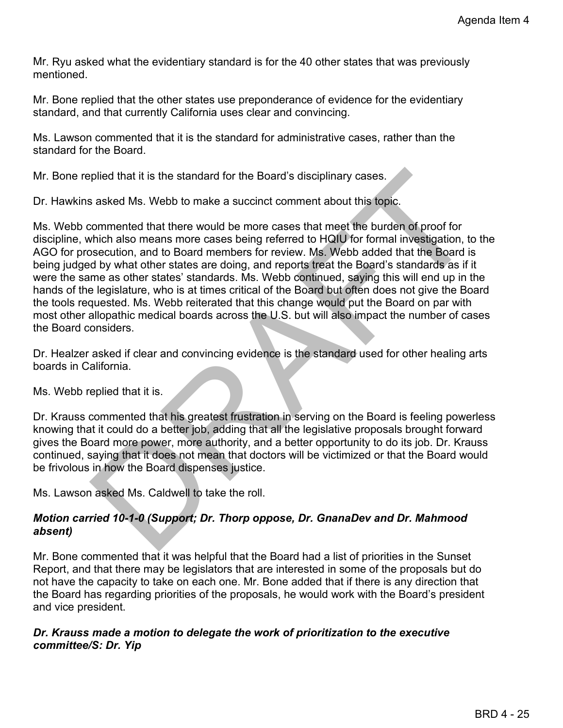Mr. Ryu asked what the evidentiary standard is for the 40 other states that was previously mentioned.

Mr. Bone replied that the other states use preponderance of evidence for the evidentiary standard, and that currently California uses clear and convincing.

Ms. Lawson commented that it is the standard for administrative cases, rather than the standard for the Board.

Mr. Bone replied that it is the standard for the Board's disciplinary cases.

Dr. Hawkins asked Ms. Webb to make a succinct comment about this topic.

Ms. Webb commented that there would be more cases that meet the burden of proof for discipline, which also means more cases being referred to HQIU for formal investigation, to the AGO for prosecution, and to Board members for review. Ms. Webb added that the Board is being judged by what other states are doing, and reports treat the Board's standards as if it were the same as other states' standards. Ms. Webb continued, saying this will end up in the hands of the legislature, who is at times critical of the Board but often does not give the Board the tools requested. Ms. Webb reiterated that this change would put the Board on par with most other allopathic medical boards across the U.S. but will also impact the number of cases the Board considers.

Dr. Healzer asked if clear and convincing evidence is the standard used for other healing arts boards in California.

Ms. Webb replied that it is.

Dr. Krauss commented that his greatest frustration in serving on the Board is feeling powerless knowing that it could do a better job, adding that all the legislative proposals brought forward gives the Board more power, more authority, and a better opportunity to do its job. Dr. Krauss continued, saying that it does not mean that doctors will be victimized or that the Board would be frivolous in how the Board dispenses justice.

Ms. Lawson asked Ms. Caldwell to take the roll.

***Motion carried 10-1-0 (Support; Dr. Thorp oppose, Dr. GnanaDev and Dr. Mahmood absent)***

Mr. Bone commented that it was helpful that the Board had a list of priorities in the Sunset Report, and that there may be legislators that are interested in some of the proposals but do not have the capacity to take on each one. Mr. Bone added that if there is any direction that the Board has regarding priorities of the proposals, he would work with the Board's president and vice president.

***Dr. Krauss made a motion to delegate the work of prioritization to the executive committee/S: Dr. Yip***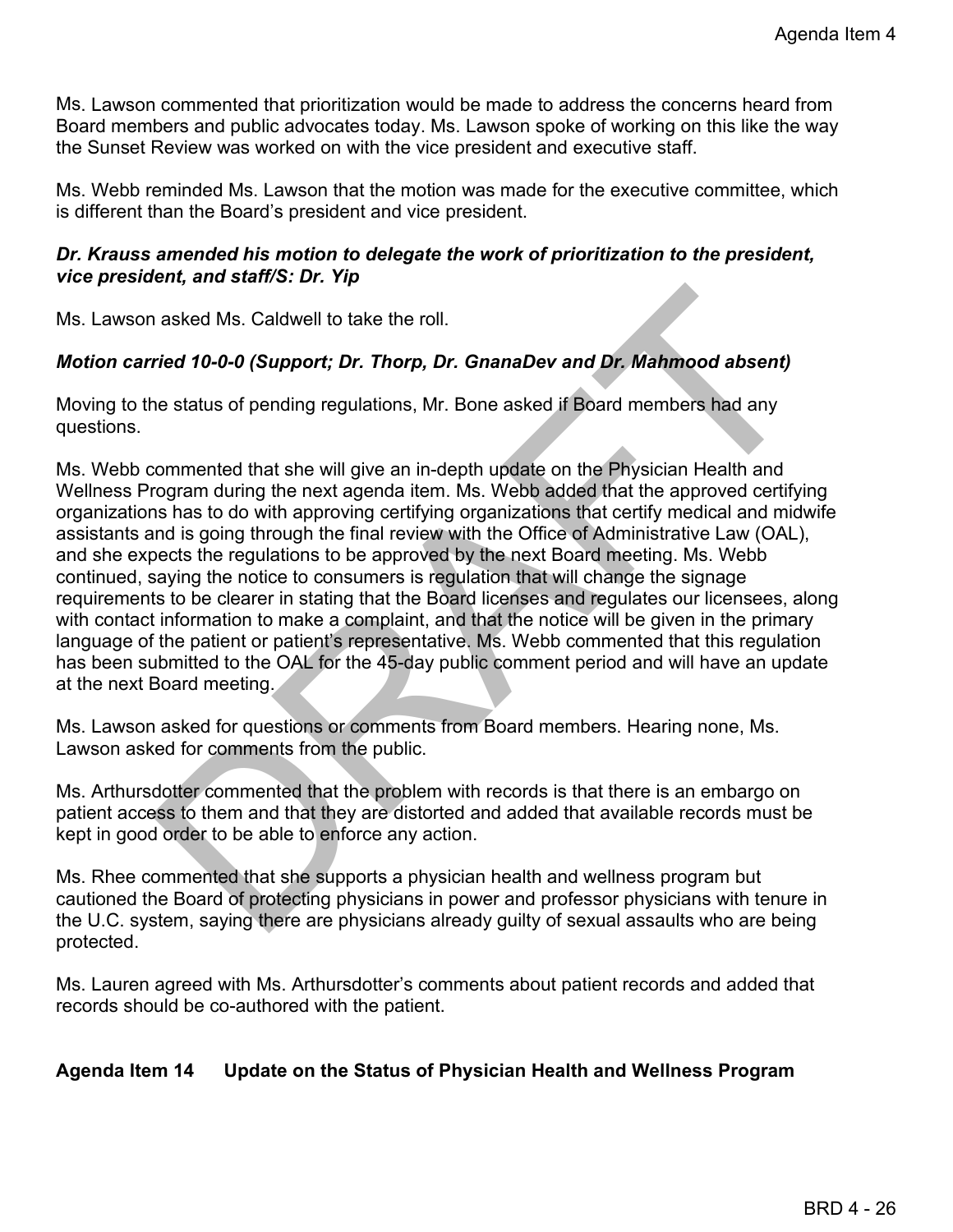Ms. Lawson commented that prioritization would be made to address the concerns heard from Board members and public advocates today. Ms. Lawson spoke of working on this like the way the Sunset Review was worked on with the vice president and executive staff.

Ms. Webb reminded Ms. Lawson that the motion was made for the executive committee, which is different than the Board's president and vice president.

***Dr. Krauss amended his motion to delegate the work of prioritization to the president, vice president, and staff/S: Dr. Yip***

Ms. Lawson asked Ms. Caldwell to take the roll.

***Motion carried 10-0-0 (Support; Dr. Thorp, Dr. GnanaDev and Dr. Mahmood absent)***

Moving to the status of pending regulations, Mr. Bone asked if Board members had any questions.

Ms. Webb commented that she will give an in-depth update on the Physician Health and Wellness Program during the next agenda item. Ms. Webb added that the approved certifying organizations has to do with approving certifying organizations that certify medical and midwife assistants and is going through the final review with the Office of Administrative Law (OAL), and she expects the regulations to be approved by the next Board meeting. Ms. Webb continued, saying the notice to consumers is regulation that will change the signage requirements to be clearer in stating that the Board licenses and regulates our licensees, along with contact information to make a complaint, and that the notice will be given in the primary language of the patient or patient's representative. Ms. Webb commented that this regulation has been submitted to the OAL for the 45-day public comment period and will have an update at the next Board meeting.

Ms. Lawson asked for questions or comments from Board members. Hearing none, Ms. Lawson asked for comments from the public.

Ms. Arthursdotter commented that the problem with records is that there is an embargo on patient access to them and that they are distorted and added that available records must be kept in good order to be able to enforce any action.

Ms. Rhee commented that she supports a physician health and wellness program but cautioned the Board of protecting physicians in power and professor physicians with tenure in the U.C. system, saying there are physicians already guilty of sexual assaults who are being protected.

Ms. Lauren agreed with Ms. Arthursdotter's comments about patient records and added that records should be co-authored with the patient.

**Agenda Item 14 Update on the Status of Physician Health and Wellness Program**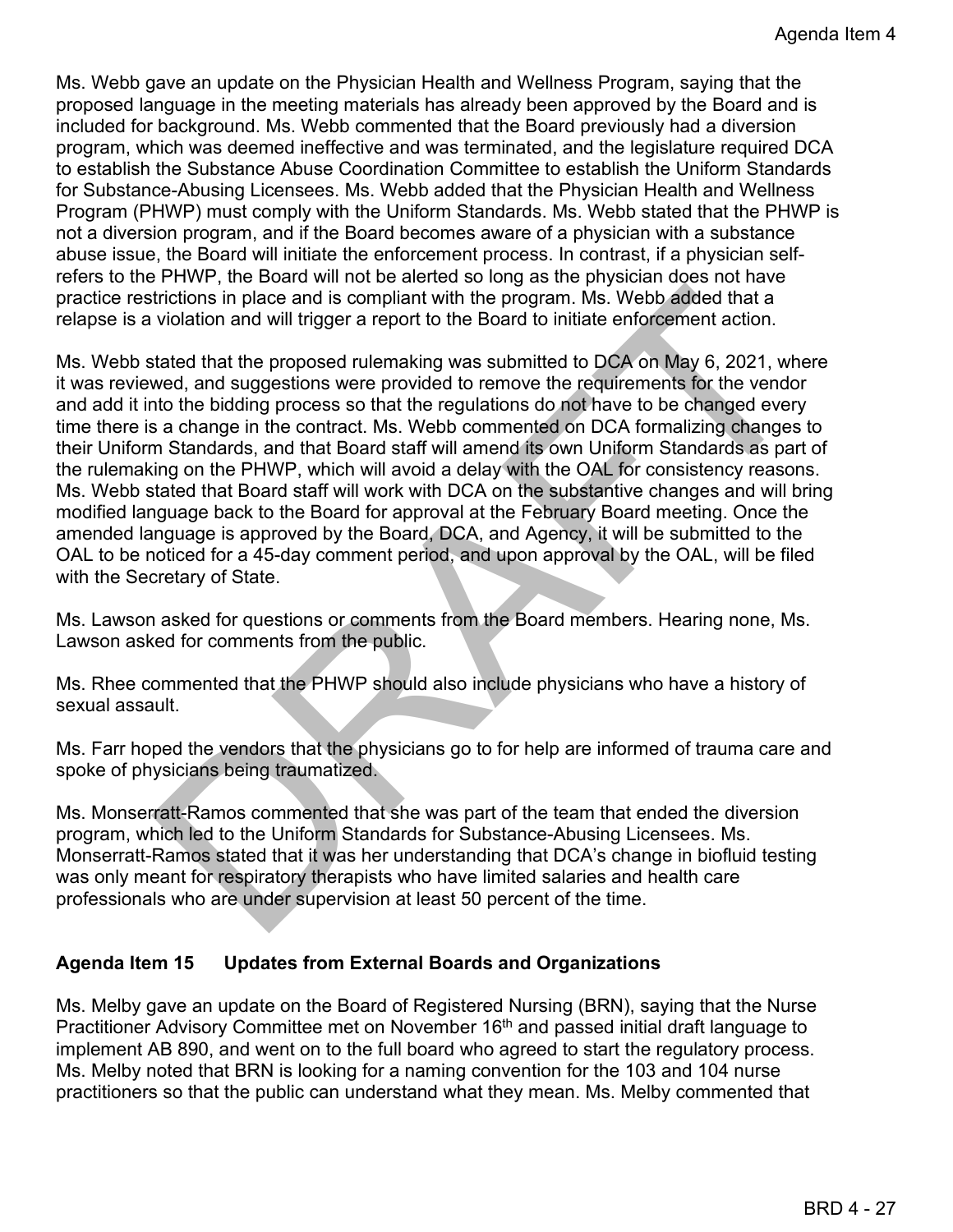Ms. Webb gave an update on the Physician Health and Wellness Program, saying that the proposed language in the meeting materials has already been approved by the Board and is included for background. Ms. Webb commented that the Board previously had a diversion program, which was deemed ineffective and was terminated, and the legislature required DCA to establish the Substance Abuse Coordination Committee to establish the Uniform Standards for Substance-Abusing Licensees. Ms. Webb added that the Physician Health and Wellness Program (PHWP) must comply with the Uniform Standards. Ms. Webb stated that the PHWP is not a diversion program, and if the Board becomes aware of a physician with a substance abuse issue, the Board will initiate the enforcement process. In contrast, if a physician self-refers to the PHWP, the Board will not be alerted so long as the physician does not have practice restrictions in place and is compliant with the program. Ms. Webb added that a relapse is a violation and will trigger a report to the Board to initiate enforcement action.

Ms. Webb stated that the proposed rulemaking was submitted to DCA on May 6, 2021, where it was reviewed, and suggestions were provided to remove the requirements for the vendor and add it into the bidding process so that the regulations do not have to be changed every time there is a change in the contract. Ms. Webb commented on DCA formalizing changes to their Uniform Standards, and that Board staff will amend its own Uniform Standards as part of the rulemaking on the PHWP, which will avoid a delay with the OAL for consistency reasons. Ms. Webb stated that Board staff will work with DCA on the substantive changes and will bring modified language back to the Board for approval at the February Board meeting. Once the amended language is approved by the Board, DCA, and Agency, it will be submitted to the OAL to be noticed for a 45-day comment period, and upon approval by the OAL, will be filed with the Secretary of State.

Ms. Lawson asked for questions or comments from the Board members. Hearing none, Ms. Lawson asked for comments from the public.

Ms. Rhee commented that the PHWP should also include physicians who have a history of sexual assault.

Ms. Farr hoped the vendors that the physicians go to for help are informed of trauma care and spoke of physicians being traumatized.

Ms. Monserratt-Ramos commented that she was part of the team that ended the diversion program, which led to the Uniform Standards for Substance-Abusing Licensees. Ms. Monserratt-Ramos stated that it was her understanding that DCA's change in biofluid testing was only meant for respiratory therapists who have limited salaries and health care professionals who are under supervision at least 50 percent of the time.

**Agenda Item 15 Updates from External Boards and Organizations**

Ms. Melby gave an update on the Board of Registered Nursing (BRN), saying that the Nurse Practitioner Advisory Committee met on November 16th and passed initial draft language to implement AB 890, and went on to the full board who agreed to start the regulatory process. Ms. Melby noted that BRN is looking for a naming convention for the 103 and 104 nurse practitioners so that the public can understand what they mean. Ms. Melby commented that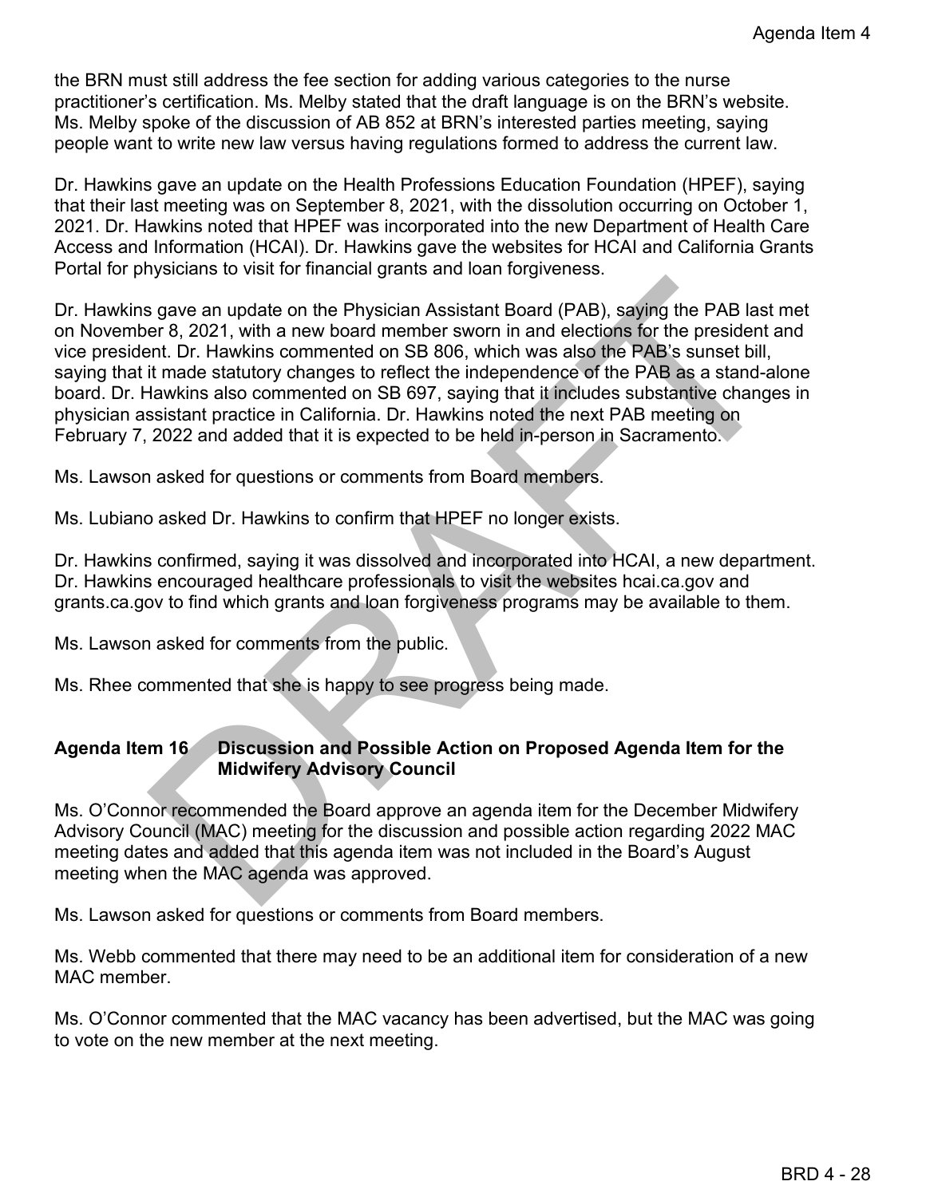the BRN must still address the fee section for adding various categories to the nurse practitioner's certification. Ms. Melby stated that the draft language is on the BRN's website. Ms. Melby spoke of the discussion of AB 852 at BRN's interested parties meeting, saying people want to write new law versus having regulations formed to address the current law.

Dr. Hawkins gave an update on the Health Professions Education Foundation (HPEF), saying that their last meeting was on September 8, 2021, with the dissolution occurring on October 1, 2021. Dr. Hawkins noted that HPEF was incorporated into the new Department of Health Care Access and Information (HCAI). Dr. Hawkins gave the websites for HCAI and California Grants Portal for physicians to visit for financial grants and loan forgiveness.

Dr. Hawkins gave an update on the Physician Assistant Board (PAB), saying the PAB last met on November 8, 2021, with a new board member sworn in and elections for the president and vice president. Dr. Hawkins commented on SB 806, which was also the PAB's sunset bill, saying that it made statutory changes to reflect the independence of the PAB as a stand-alone board. Dr. Hawkins also commented on SB 697, saying that it includes substantive changes in physician assistant practice in California. Dr. Hawkins noted the next PAB meeting on February 7, 2022 and added that it is expected to be held in-person in Sacramento.

Ms. Lawson asked for questions or comments from Board members.

Ms. Lubiano asked Dr. Hawkins to confirm that HPEF no longer exists.

Dr. Hawkins confirmed, saying it was dissolved and incorporated into HCAI, a new department. Dr. Hawkins encouraged healthcare professionals to visit the websites hcai.ca.gov and grants.ca.gov to find which grants and loan forgiveness programs may be available to them.

Ms. Lawson asked for comments from the public.

Ms. Rhee commented that she is happy to see progress being made.

## Agenda Item 16 Discussion and Possible Action on Proposed Agenda Item for the Midwifery Advisory Council

Ms. O'Connor recommended the Board approve an agenda item for the December Midwifery Advisory Council (MAC) meeting for the discussion and possible action regarding 2022 MAC meeting dates and added that this agenda item was not included in the Board's August meeting when the MAC agenda was approved.

Ms. Lawson asked for questions or comments from Board members.

Ms. Webb commented that there may need to be an additional item for consideration of a new MAC member.

Ms. O'Connor commented that the MAC vacancy has been advertised, but the MAC was going to vote on the new member at the next meeting.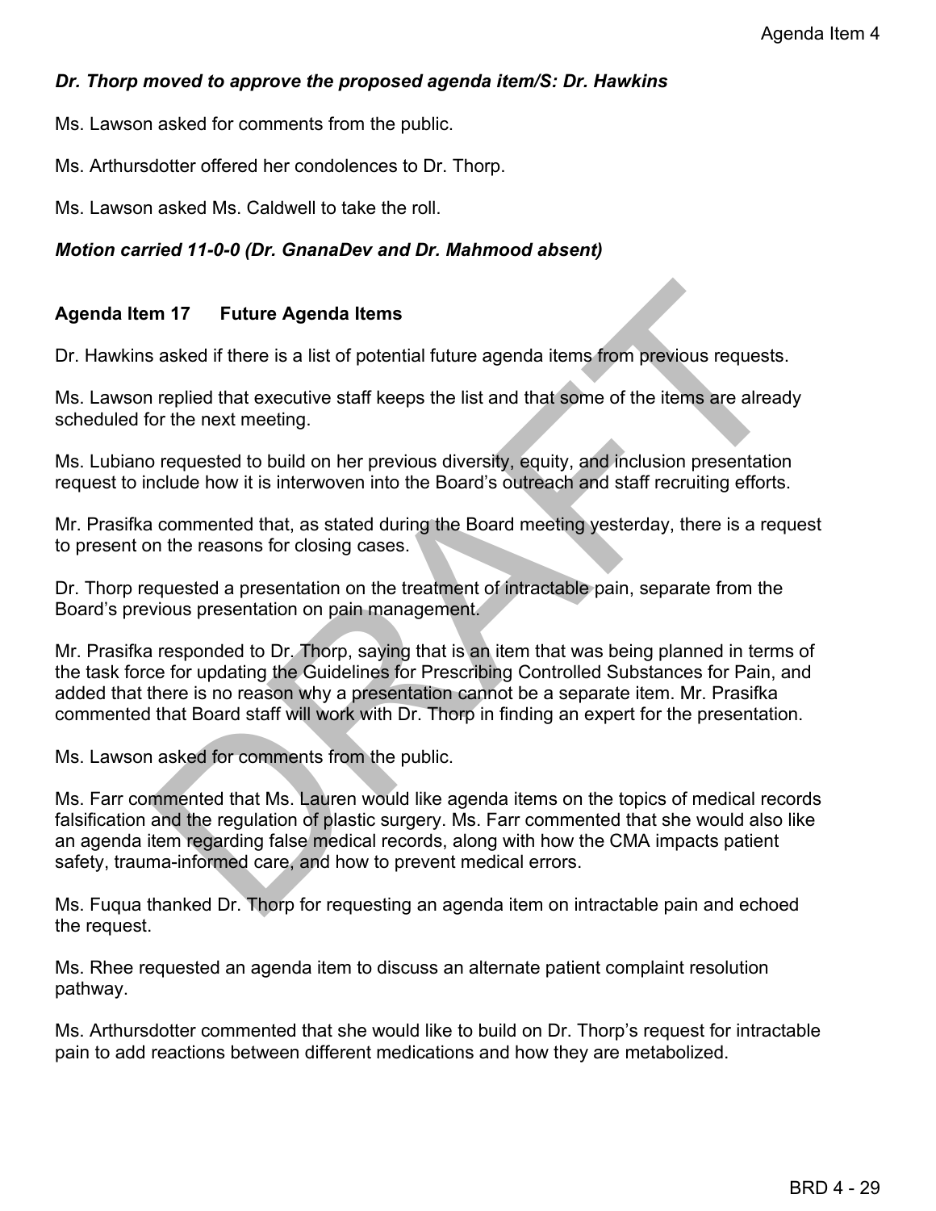***Dr. Thorp moved to approve the proposed agenda item/S: Dr. Hawkins***

Ms. Lawson asked for comments from the public.

Ms. Arthursdotter offered her condolences to Dr. Thorp.

Ms. Lawson asked Ms. Caldwell to take the roll.

***Motion carried 11-0-0 (Dr. GnanaDev and Dr. Mahmood absent)***

**Agenda Item 17 Future Agenda Items**

Dr. Hawkins asked if there is a list of potential future agenda items from previous requests.

Ms. Lawson replied that executive staff keeps the list and that some of the items are already scheduled for the next meeting.

Ms. Lubiano requested to build on her previous diversity, equity, and inclusion presentation request to include how it is interwoven into the Board's outreach and staff recruiting efforts.

Mr. Prasifka commented that, as stated during the Board meeting yesterday, there is a request to present on the reasons for closing cases.

Dr. Thorp requested a presentation on the treatment of intractable pain, separate from the Board's previous presentation on pain management.

Mr. Prasifka responded to Dr. Thorp, saying that is an item that was being planned in terms of the task force for updating the Guidelines for Prescribing Controlled Substances for Pain, and added that there is no reason why a presentation cannot be a separate item. Mr. Prasifka commented that Board staff will work with Dr. Thorp in finding an expert for the presentation.

Ms. Lawson asked for comments from the public.

Ms. Farr commented that Ms. Lauren would like agenda items on the topics of medical records falsification and the regulation of plastic surgery. Ms. Farr commented that she would also like an agenda item regarding false medical records, along with how the CMA impacts patient safety, trauma-informed care, and how to prevent medical errors.

Ms. Fuqua thanked Dr. Thorp for requesting an agenda item on intractable pain and echoed the request.

Ms. Rhee requested an agenda item to discuss an alternate patient complaint resolution pathway.

Ms. Arthursdotter commented that she would like to build on Dr. Thorp's request for intractable pain to add reactions between different medications and how they are metabolized.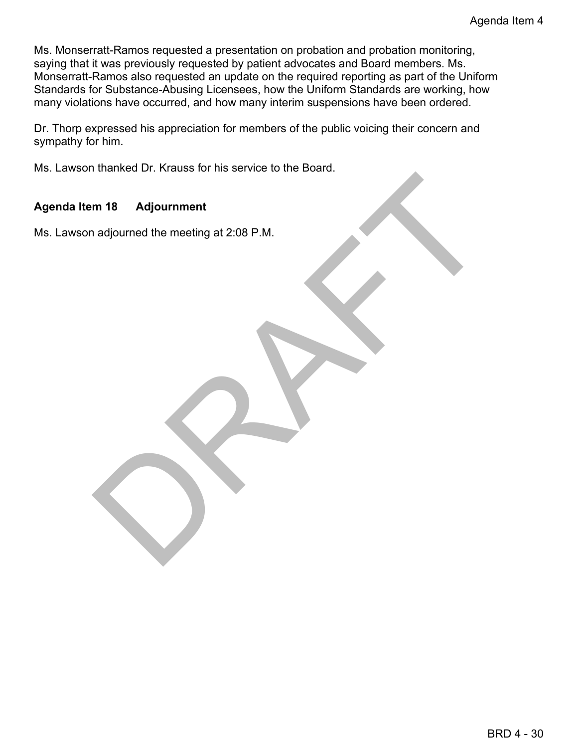Ms. Monserratt-Ramos requested a presentation on probation and probation monitoring, saying that it was previously requested by patient advocates and Board members. Ms. Monserratt-Ramos also requested an update on the required reporting as part of the Uniform Standards for Substance-Abusing Licensees, how the Uniform Standards are working, how many violations have occurred, and how many interim suspensions have been ordered.

Dr. Thorp expressed his appreciation for members of the public voicing their concern and sympathy for him.

Ms. Lawson thanked Dr. Krauss for his service to the Board.

**Agenda Item 18 Adjournment**

Ms. Lawson adjourned the meeting at 2:08 P.M.